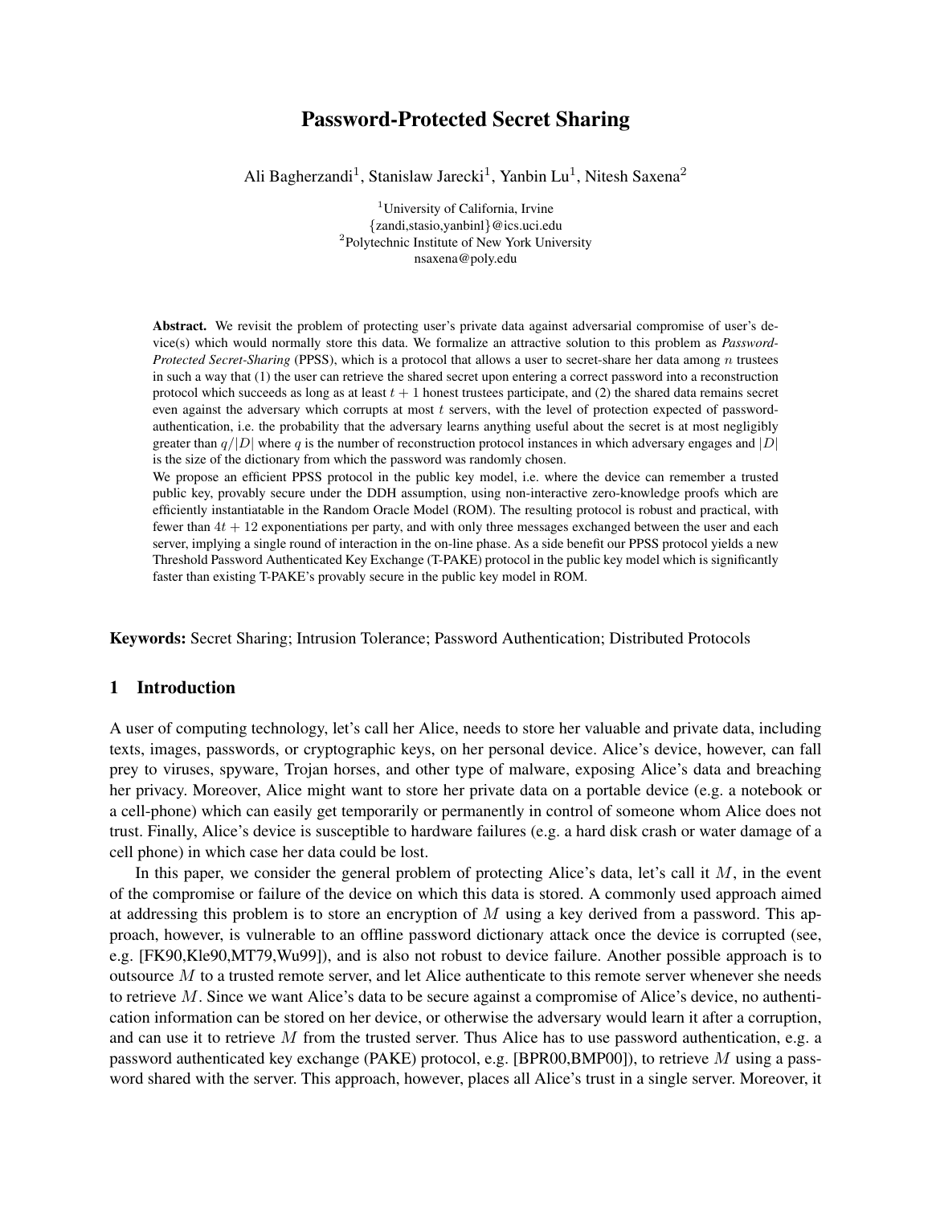# Password-Protected Secret Sharing

Ali Bagherzandi[1], Stanislaw Jarecki[1], Yanbin Lu[1], Nitesh Saxena[2]

[1]University of California, Irvine
{zandi,stasio,yanbinl}@ics.uci.edu
[2]Polytechnic Institute of New York University
nsaxena@poly.edu

**Abstract.** We revisit the problem of protecting user's private data against adversarial compromise of user's device(s) which would normally store this data. We formalize an attractive solution to this problem as *Password-Protected Secret-Sharing* (PPSS), which is a protocol that allows a user to secret-share her data among $n$ trustees in such a way that (1) the user can retrieve the shared secret upon entering a correct password into a reconstruction protocol which succeeds as long as at least $t+1$ honest trustees participate, and (2) the shared data remains secret even against the adversary which corrupts at most $t$ servers, with the level of protection expected of password-authentication, i.e. the probability that the adversary learns anything useful about the secret is at most negligibly greater than $q/|D|$ where $q$ is the number of reconstruction protocol instances in which adversary engages and $|D|$ is the size of the dictionary from which the password was randomly chosen.

We propose an efficient PPSS protocol in the public key model, i.e. where the device can remember a trusted public key, provably secure under the DDH assumption, using non-interactive zero-knowledge proofs which are efficiently instantiatable in the Random Oracle Model (ROM). The resulting protocol is robust and practical, with fewer than $4t+12$ exponentiations per party, and with only three messages exchanged between the user and each server, implying a single round of interaction in the on-line phase. As a side benefit our PPSS protocol yields a new Threshold Password Authenticated Key Exchange (T-PAKE) protocol in the public key model which is significantly faster than existing T-PAKE's provably secure in the public key model in ROM.

**Keywords:** Secret Sharing; Intrusion Tolerance; Password Authentication; Distributed Protocols

## 1 Introduction

A user of computing technology, let's call her Alice, needs to store her valuable and private data, including texts, images, passwords, or cryptographic keys, on her personal device. Alice's device, however, can fall prey to viruses, spyware, Trojan horses, and other type of malware, exposing Alice's data and breaching her privacy. Moreover, Alice might want to store her private data on a portable device (e.g. a notebook or a cell-phone) which can easily get temporarily or permanently in control of someone whom Alice does not trust. Finally, Alice's device is susceptible to hardware failures (e.g. a hard disk crash or water damage of a cell phone) in which case her data could be lost.

In this paper, we consider the general problem of protecting Alice's data, let's call it $M$, in the event of the compromise or failure of the device on which this data is stored. A commonly used approach aimed at addressing this problem is to store an encryption of $M$ using a key derived from a password. This approach, however, is vulnerable to an offline password dictionary attack once the device is corrupted (see, e.g. [FK90,Kle90,MT79,Wu99]), and is also not robust to device failure. Another possible approach is to outsource $M$ to a trusted remote server, and let Alice authenticate to this remote server whenever she needs to retrieve $M$. Since we want Alice's data to be secure against a compromise of Alice's device, no authentication information can be stored on her device, or otherwise the adversary would learn it after a corruption, and can use it to retrieve $M$ from the trusted server. Thus Alice has to use password authentication, e.g. a password authenticated key exchange (PAKE) protocol, e.g. [BPR00,BMP00]), to retrieve $M$ using a password shared with the server. This approach, however, places all Alice's trust in a single server. Moreover, it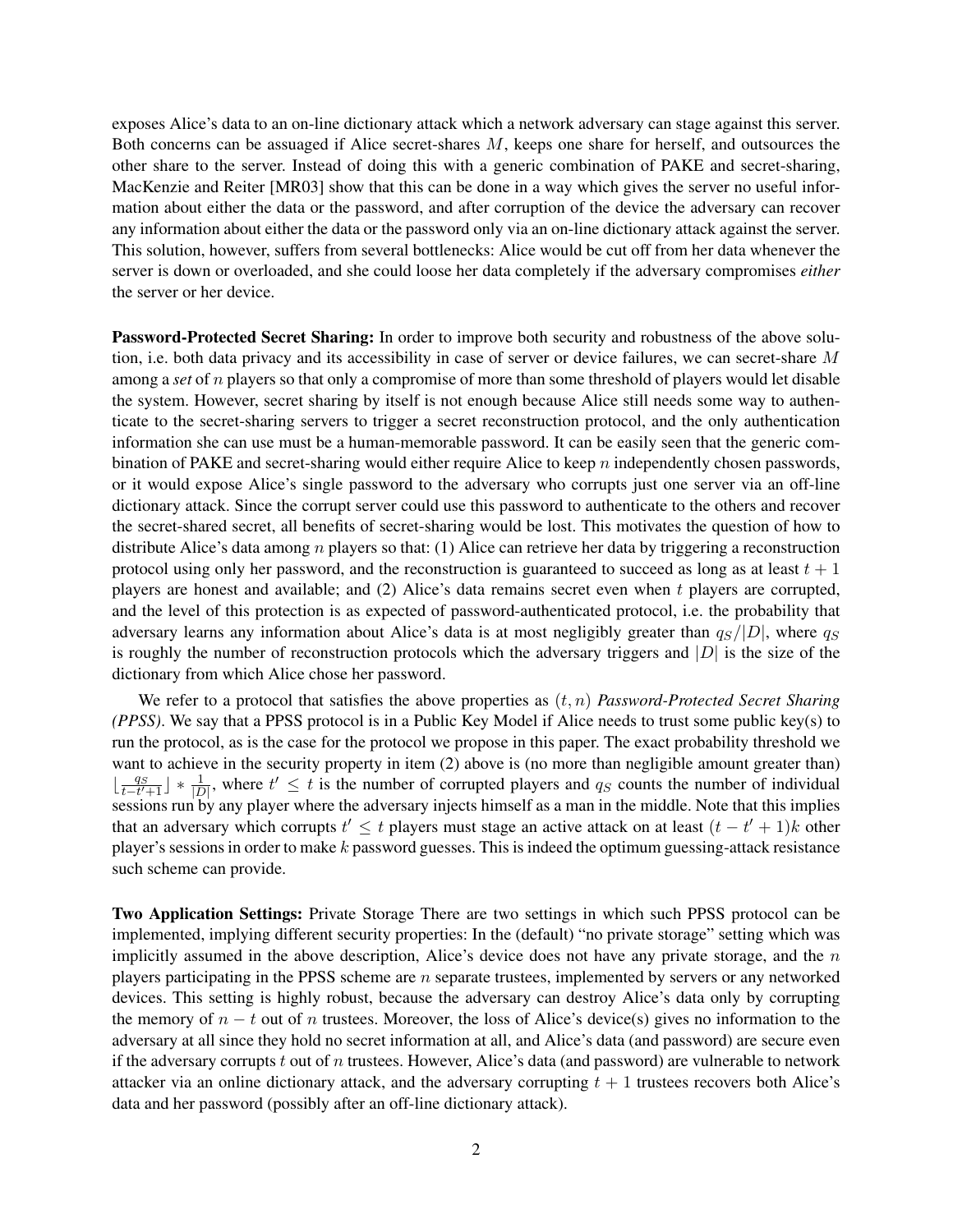exposes Alice's data to an on-line dictionary attack which a network adversary can stage against this server. Both concerns can be assuaged if Alice secret-shares $M$, keeps one share for herself, and outsources the other share to the server. Instead of doing this with a generic combination of PAKE and secret-sharing, MacKenzie and Reiter [MR03] show that this can be done in a way which gives the server no useful information about either the data or the password, and after corruption of the device the adversary can recover any information about either the data or the password only via an on-line dictionary attack against the server. This solution, however, suffers from several bottlenecks: Alice would be cut off from her data whenever the server is down or overloaded, and she could loose her data completely if the adversary compromises *either* the server or her device.

**Password-Protected Secret Sharing:** In order to improve both security and robustness of the above solution, i.e. both data privacy and its accessibility in case of server or device failures, we can secret-share $M$ among a *set* of $n$ players so that only a compromise of more than some threshold of players would let disable the system. However, secret sharing by itself is not enough because Alice still needs some way to authenticate to the secret-sharing servers to trigger a secret reconstruction protocol, and the only authentication information she can use must be a human-memorable password. It can be easily seen that the generic combination of PAKE and secret-sharing would either require Alice to keep $n$ independently chosen passwords, or it would expose Alice's single password to the adversary who corrupts just one server via an off-line dictionary attack. Since the corrupt server could use this password to authenticate to the others and recover the secret-shared secret, all benefits of secret-sharing would be lost. This motivates the question of how to distribute Alice's data among $n$ players so that: (1) Alice can retrieve her data by triggering a reconstruction protocol using only her password, and the reconstruction is guaranteed to succeed as long as at least $t+1$ players are honest and available; and (2) Alice's data remains secret even when $t$ players are corrupted, and the level of this protection is as expected of password-authenticated protocol, i.e. the probability that adversary learns any information about Alice's data is at most negligibly greater than $q_S/|D|$, where $q_S$ is roughly the number of reconstruction protocols which the adversary triggers and $|D|$ is the size of the dictionary from which Alice chose her password.

We refer to a protocol that satisfies the above properties as $(t, n)$ *Password-Protected Secret Sharing (PPSS)*. We say that a PPSS protocol is in a Public Key Model if Alice needs to trust some public key(s) to run the protocol, as is the case for the protocol we propose in this paper. The exact probability threshold we want to achieve in the security property in item (2) above is (no more than negligible amount greater than) $\lfloor \frac{q_S}{t-t'+1} \rfloor * \frac{1}{|D|}$, where $t' \leq t$ is the number of corrupted players and $q_S$ counts the number of individual sessions run by any player where the adversary injects himself as a man in the middle. Note that this implies that an adversary which corrupts $t' \leq t$ players must stage an active attack on at least $(t - t' + 1)k$ other player's sessions in order to make $k$ password guesses. This is indeed the optimum guessing-attack resistance such scheme can provide.

**Two Application Settings:** Private Storage There are two settings in which such PPSS protocol can be implemented, implying different security properties: In the (default) "no private storage" setting which was implicitly assumed in the above description, Alice's device does not have any private storage, and the $n$ players participating in the PPSS scheme are $n$ separate trustees, implemented by servers or any networked devices. This setting is highly robust, because the adversary can destroy Alice's data only by corrupting the memory of $n - t$ out of $n$ trustees. Moreover, the loss of Alice's device(s) gives no information to the adversary at all since they hold no secret information at all, and Alice's data (and password) are secure even if the adversary corrupts $t$ out of $n$ trustees. However, Alice's data (and password) are vulnerable to network attacker via an online dictionary attack, and the adversary corrupting $t + 1$ trustees recovers both Alice's data and her password (possibly after an off-line dictionary attack).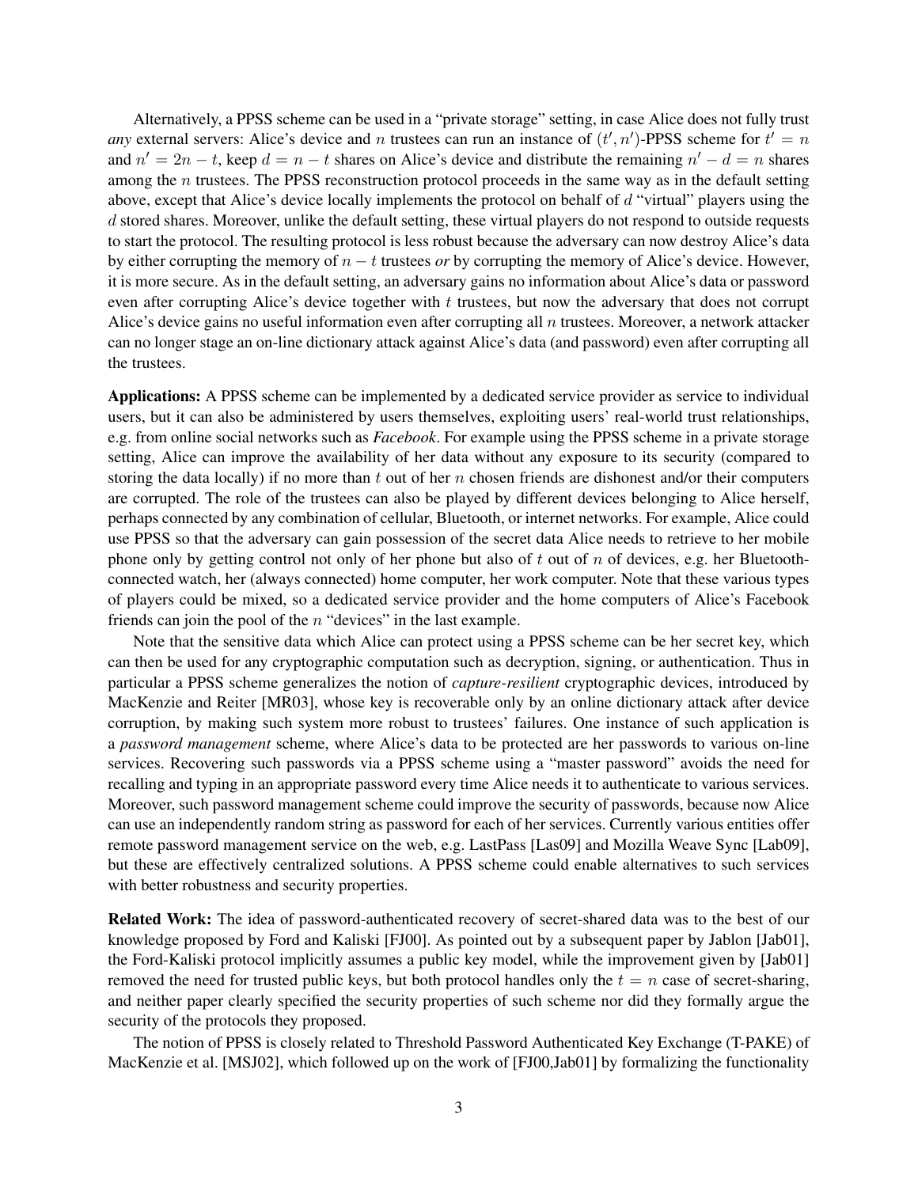Alternatively, a PPSS scheme can be used in a "private storage" setting, in case Alice does not fully trust *any* external servers: Alice's device and $n$ trustees can run an instance of $(t', n')$-PPSS scheme for $t' = n$ and $n' = 2n - t$, keep $d = n - t$ shares on Alice's device and distribute the remaining $n' - d = n$ shares among the $n$ trustees. The PPSS reconstruction protocol proceeds in the same way as in the default setting above, except that Alice's device locally implements the protocol on behalf of $d$ "virtual" players using the $d$ stored shares. Moreover, unlike the default setting, these virtual players do not respond to outside requests to start the protocol. The resulting protocol is less robust because the adversary can now destroy Alice's data by either corrupting the memory of $n - t$ trustees *or* by corrupting the memory of Alice's device. However, it is more secure. As in the default setting, an adversary gains no information about Alice's data or password even after corrupting Alice's device together with $t$ trustees, but now the adversary that does not corrupt Alice's device gains no useful information even after corrupting all $n$ trustees. Moreover, a network attacker can no longer stage an on-line dictionary attack against Alice's data (and password) even after corrupting all the trustees.

**Applications:** A PPSS scheme can be implemented by a dedicated service provider as service to individual users, but it can also be administered by users themselves, exploiting users' real-world trust relationships, e.g. from online social networks such as *Facebook*. For example using the PPSS scheme in a private storage setting, Alice can improve the availability of her data without any exposure to its security (compared to storing the data locally) if no more than $t$ out of her $n$ chosen friends are dishonest and/or their computers are corrupted. The role of the trustees can also be played by different devices belonging to Alice herself, perhaps connected by any combination of cellular, Bluetooth, or internet networks. For example, Alice could use PPSS so that the adversary can gain possession of the secret data Alice needs to retrieve to her mobile phone only by getting control not only of her phone but also of $t$ out of $n$ of devices, e.g. her Bluetooth-connected watch, her (always connected) home computer, her work computer. Note that these various types of players could be mixed, so a dedicated service provider and the home computers of Alice's Facebook friends can join the pool of the $n$ "devices" in the last example.

Note that the sensitive data which Alice can protect using a PPSS scheme can be her secret key, which can then be used for any cryptographic computation such as decryption, signing, or authentication. Thus in particular a PPSS scheme generalizes the notion of *capture-resilient* cryptographic devices, introduced by MacKenzie and Reiter [MR03], whose key is recoverable only by an online dictionary attack after device corruption, by making such system more robust to trustees' failures. One instance of such application is a *password management* scheme, where Alice's data to be protected are her passwords to various on-line services. Recovering such passwords via a PPSS scheme using a "master password" avoids the need for recalling and typing in an appropriate password every time Alice needs it to authenticate to various services. Moreover, such password management scheme could improve the security of passwords, because now Alice can use an independently random string as password for each of her services. Currently various entities offer remote password management service on the web, e.g. LastPass [Las09] and Mozilla Weave Sync [Lab09], but these are effectively centralized solutions. A PPSS scheme could enable alternatives to such services with better robustness and security properties.

**Related Work:** The idea of password-authenticated recovery of secret-shared data was to the best of our knowledge proposed by Ford and Kaliski [FJ00]. As pointed out by a subsequent paper by Jablon [Jab01], the Ford-Kaliski protocol implicitly assumes a public key model, while the improvement given by [Jab01] removed the need for trusted public keys, but both protocol handles only the $t = n$ case of secret-sharing, and neither paper clearly specified the security properties of such scheme nor did they formally argue the security of the protocols they proposed.

The notion of PPSS is closely related to Threshold Password Authenticated Key Exchange (T-PAKE) of MacKenzie et al. [MSJ02], which followed up on the work of [FJ00,Jab01] by formalizing the functionality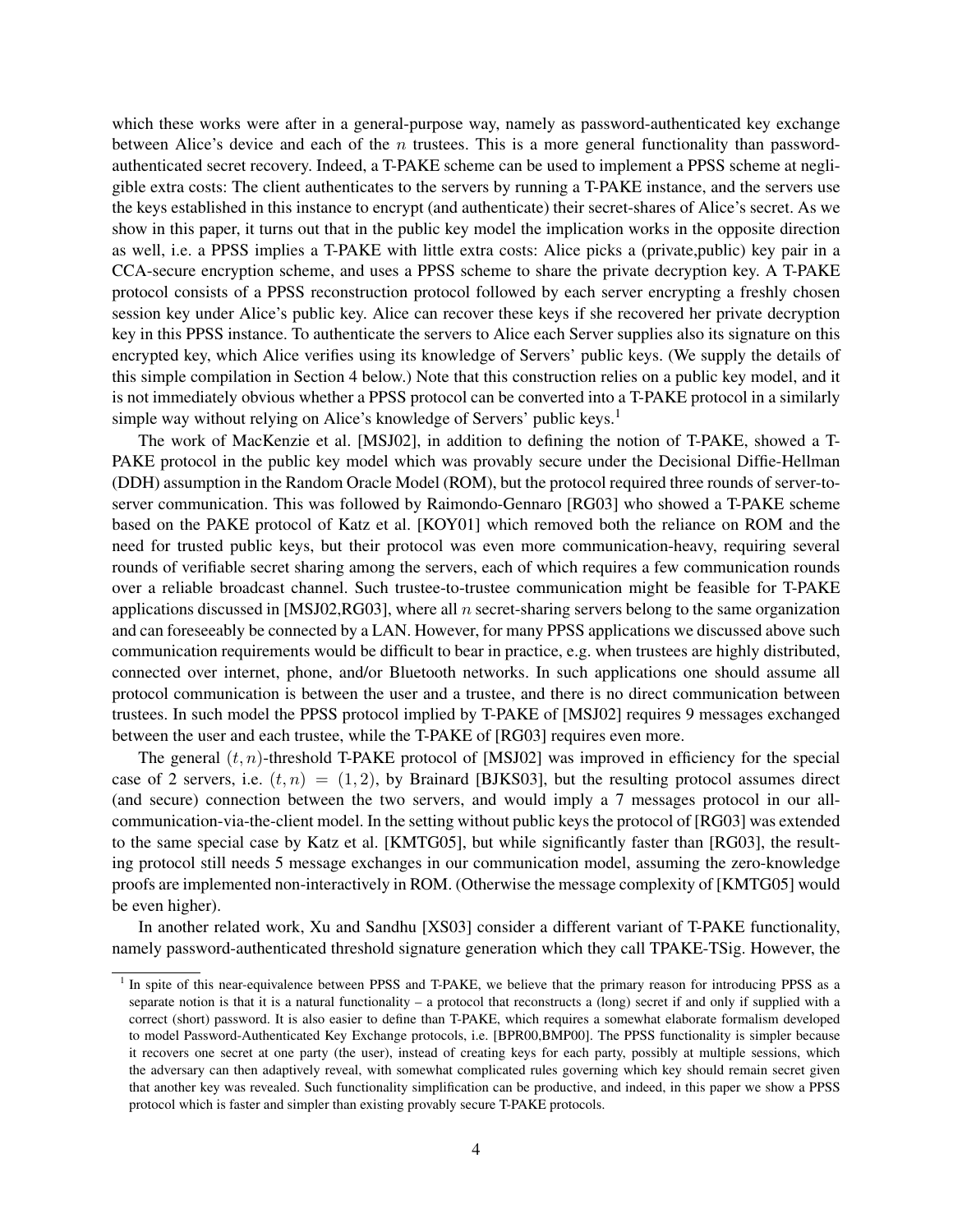which these works were after in a general-purpose way, namely as password-authenticated key exchange between Alice's device and each of the $n$ trustees. This is a more general functionality than password-authenticated secret recovery. Indeed, a T-PAKE scheme can be used to implement a PPSS scheme at negligible extra costs: The client authenticates to the servers by running a T-PAKE instance, and the servers use the keys established in this instance to encrypt (and authenticate) their secret-shares of Alice's secret. As we show in this paper, it turns out that in the public key model the implication works in the opposite direction as well, i.e. a PPSS implies a T-PAKE with little extra costs: Alice picks a (private,public) key pair in a CCA-secure encryption scheme, and uses a PPSS scheme to share the private decryption key. A T-PAKE protocol consists of a PPSS reconstruction protocol followed by each server encrypting a freshly chosen session key under Alice's public key. Alice can recover these keys if she recovered her private decryption key in this PPSS instance. To authenticate the servers to Alice each Server supplies also its signature on this encrypted key, which Alice verifies using its knowledge of Servers' public keys. (We supply the details of this simple compilation in Section 4 below.) Note that this construction relies on a public key model, and it is not immediately obvious whether a PPSS protocol can be converted into a T-PAKE protocol in a similarly simple way without relying on Alice's knowledge of Servers' public keys.[1]

The work of MacKenzie et al. [MSJ02], in addition to defining the notion of T-PAKE, showed a T-PAKE protocol in the public key model which was provably secure under the Decisional Diffie-Hellman (DDH) assumption in the Random Oracle Model (ROM), but the protocol required three rounds of server-to-server communication. This was followed by Raimondo-Gennaro [RG03] who showed a T-PAKE scheme based on the PAKE protocol of Katz et al. [KOY01] which removed both the reliance on ROM and the need for trusted public keys, but their protocol was even more communication-heavy, requiring several rounds of verifiable secret sharing among the servers, each of which requires a few communication rounds over a reliable broadcast channel. Such trustee-to-trustee communication might be feasible for T-PAKE applications discussed in [MSJ02,RG03], where all $n$ secret-sharing servers belong to the same organization and can foreseeably be connected by a LAN. However, for many PPSS applications we discussed above such communication requirements would be difficult to bear in practice, e.g. when trustees are highly distributed, connected over internet, phone, and/or Bluetooth networks. In such applications one should assume all protocol communication is between the user and a trustee, and there is no direct communication between trustees. In such model the PPSS protocol implied by T-PAKE of [MSJ02] requires 9 messages exchanged between the user and each trustee, while the T-PAKE of [RG03] requires even more.

The general $(t, n)$-threshold T-PAKE protocol of [MSJ02] was improved in efficiency for the special case of 2 servers, i.e. $(t, n) = (1, 2)$, by Brainard [BJKS03], but the resulting protocol assumes direct (and secure) connection between the two servers, and would imply a 7 messages protocol in our all-communication-via-the-client model. In the setting without public keys the protocol of [RG03] was extended to the same special case by Katz et al. [KMTG05], but while significantly faster than [RG03], the resulting protocol still needs 5 message exchanges in our communication model, assuming the zero-knowledge proofs are implemented non-interactively in ROM. (Otherwise the message complexity of [KMTG05] would be even higher).

In another related work, Xu and Sandhu [XS03] consider a different variant of T-PAKE functionality, namely password-authenticated threshold signature generation which they call TPAKE-TSig. However, the

[1] In spite of this near-equivalence between PPSS and T-PAKE, we believe that the primary reason for introducing PPSS as a separate notion is that it is a natural functionality – a protocol that reconstructs a (long) secret if and only if supplied with a correct (short) password. It is also easier to define than T-PAKE, which requires a somewhat elaborate formalism developed to model Password-Authenticated Key Exchange protocols, i.e. [BPR00,BMP00]. The PPSS functionality is simpler because it recovers one secret at one party (the user), instead of creating keys for each party, possibly at multiple sessions, which the adversary can then adaptively reveal, with somewhat complicated rules governing which key should remain secret given that another key was revealed. Such functionality simplification can be productive, and indeed, in this paper we show a PPSS protocol which is faster and simpler than existing provably secure T-PAKE protocols.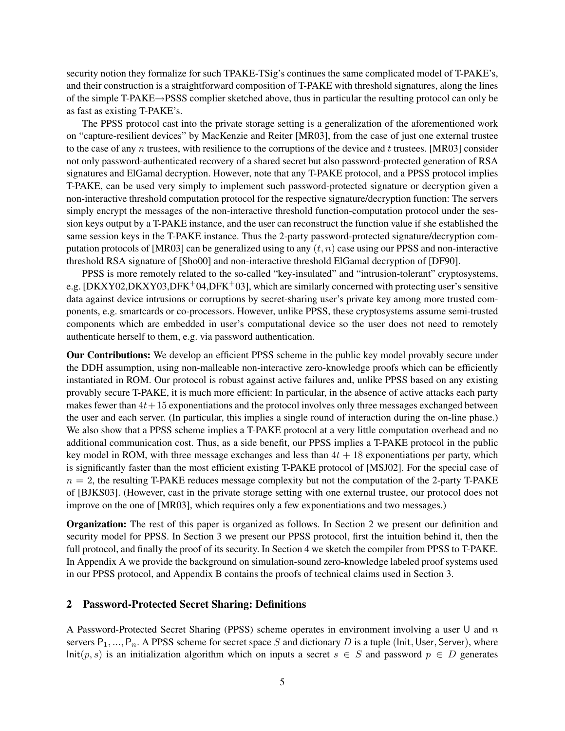security notion they formalize for such TPAKE-TSig's continues the same complicated model of T-PAKE's, and their construction is a straightforward composition of T-PAKE with threshold signatures, along the lines of the simple T-PAKE→PSSS complier sketched above, thus in particular the resulting protocol can only be as fast as existing T-PAKE's.

The PPSS protocol cast into the private storage setting is a generalization of the aforementioned work on "capture-resilient devices" by MacKenzie and Reiter [MR03], from the case of just one external trustee to the case of any $n$ trustees, with resilience to the corruptions of the device and $t$ trustees. [MR03] consider not only password-authenticated recovery of a shared secret but also password-protected generation of RSA signatures and ElGamal decryption. However, note that any T-PAKE protocol, and a PPSS protocol implies T-PAKE, can be used very simply to implement such password-protected signature or decryption given a non-interactive threshold computation protocol for the respective signature/decryption function: The servers simply encrypt the messages of the non-interactive threshold function-computation protocol under the session keys output by a T-PAKE instance, and the user can reconstruct the function value if she established the same session keys in the T-PAKE instance. Thus the 2-party password-protected signature/decryption computation protocols of [MR03] can be generalized using to any $(t, n)$ case using our PPSS and non-interactive threshold RSA signature of [Sho00] and non-interactive threshold ElGamal decryption of [DF90].

PPSS is more remotely related to the so-called "key-insulated" and "intrusion-tolerant" cryptosystems, e.g. [DKXY02,DKXY03,DFK+04,DFK+03], which are similarly concerned with protecting user's sensitive data against device intrusions or corruptions by secret-sharing user's private key among more trusted components, e.g. smartcards or co-processors. However, unlike PPSS, these cryptosystems assume semi-trusted components which are embedded in user's computational device so the user does not need to remotely authenticate herself to them, e.g. via password authentication.

**Our Contributions:** We develop an efficient PPSS scheme in the public key model provably secure under the DDH assumption, using non-malleable non-interactive zero-knowledge proofs which can be efficiently instantiated in ROM. Our protocol is robust against active failures and, unlike PPSS based on any existing provably secure T-PAKE, it is much more efficient: In particular, in the absence of active attacks each party makes fewer than $4t+15$ exponentiations and the protocol involves only three messages exchanged between the user and each server. (In particular, this implies a single round of interaction during the on-line phase.) We also show that a PPSS scheme implies a T-PAKE protocol at a very little computation overhead and no additional communication cost. Thus, as a side benefit, our PPSS implies a T-PAKE protocol in the public key model in ROM, with three message exchanges and less than $4t + 18$ exponentiations per party, which is significantly faster than the most efficient existing T-PAKE protocol of [MSJ02]. For the special case of $n = 2$, the resulting T-PAKE reduces message complexity but not the computation of the 2-party T-PAKE of [BJKS03]. (However, cast in the private storage setting with one external trustee, our protocol does not improve on the one of [MR03], which requires only a few exponentiations and two messages.)

**Organization:** The rest of this paper is organized as follows. In Section 2 we present our definition and security model for PPSS. In Section 3 we present our PPSS protocol, first the intuition behind it, then the full protocol, and finally the proof of its security. In Section 4 we sketch the compiler from PPSS to T-PAKE. In Appendix A we provide the background on simulation-sound zero-knowledge labeled proof systems used in our PPSS protocol, and Appendix B contains the proofs of technical claims used in Section 3.

## 2 Password-Protected Secret Sharing: Definitions

A Password-Protected Secret Sharing (PPSS) scheme operates in environment involving a user $\mathsf{U}$ and $n$ servers $\mathsf{P}_1, ..., \mathsf{P}_n$. A PPSS scheme for secret space $S$ and dictionary $D$ is a tuple $(\mathsf{Init}, \mathsf{User}, \mathsf{Server})$, where $\mathsf{Init}(p, s)$ is an initialization algorithm which on inputs a secret $s \in S$ and password $p \in D$ generates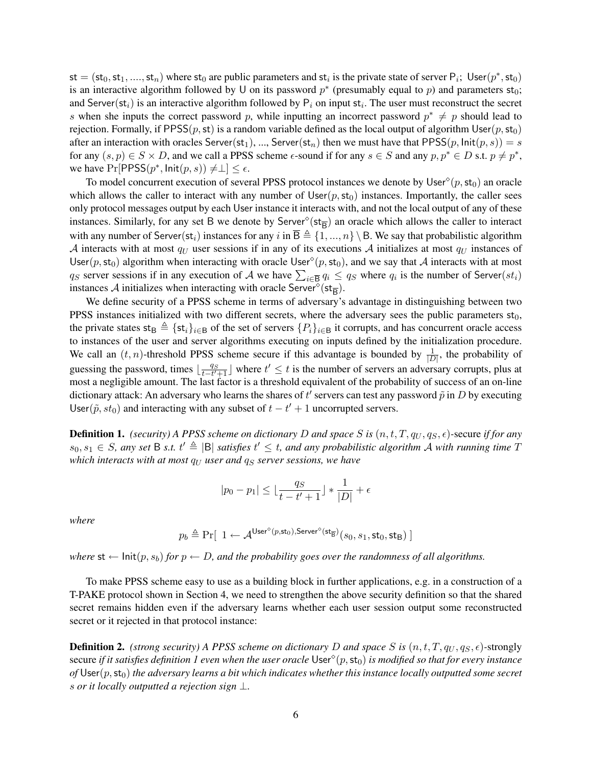$\mathsf{st} = (\mathsf{st}_0, \mathsf{st}_1, ...., \mathsf{st}_n)$ where $\mathsf{st}_0$ are public parameters and $\mathsf{st}_i$ is the private state of server $\mathsf{P}_i$; $\mathsf{User}(p^*, \mathsf{st}_0)$ is an interactive algorithm followed by $\mathsf{U}$ on its password $p^*$ (presumably equal to $p$) and parameters $\mathsf{st}_0$; and $\mathsf{Server}(\mathsf{st}_i)$ is an interactive algorithm followed by $\mathsf{P}_i$ on input $\mathsf{st}_i$. The user must reconstruct the secret $s$ when she inputs the correct password $p$, while inputting an incorrect password $p^* \neq p$ should lead to rejection. Formally, if $\mathsf{PPSS}(p, \mathsf{st})$ is a random variable defined as the local output of algorithm $\mathsf{User}(p, \mathsf{st}_0)$ after an interaction with oracles $\mathsf{Server}(\mathsf{st}_1)$, ..., $\mathsf{Server}(\mathsf{st}_n)$ then we must have that $\mathsf{PPSS}(p, \mathsf{Init}(p, s)) = s$ for any $(s, p) \in S \times D$, and we call a PPSS scheme $\epsilon$-sound if for any $s \in S$ and any $p, p^* \in D$ s.t. $p \neq p^*$, we have $\Pr[\mathsf{PPSS}(p^*, \mathsf{Init}(p, s)) \neq \perp] \leq \epsilon$.

To model concurrent execution of several PPSS protocol instances we denote by $\mathsf{User}^\diamond(p, \mathsf{st}_0)$ an oracle which allows the caller to interact with any number of $\mathsf{User}(p, \mathsf{st}_0)$ instances. Importantly, the caller sees only protocol messages output by each $\mathsf{User}$ instance it interacts with, and not the local output of any of these instances. Similarly, for any set $\mathsf{B}$ we denote by $\mathsf{Server}^\diamond(\mathsf{st}_{\overline{\mathsf{B}}})$ an oracle which allows the caller to interact with any number of $\mathsf{Server}(\mathsf{st}_i)$ instances for any $i$ in $\overline{\mathsf{B}} \triangleq \{1, ..., n\} \setminus \mathsf{B}$. We say that probabilistic algorithm $\mathcal{A}$ interacts with at most $q_U$ user sessions if in any of its executions $\mathcal{A}$ initializes at most $q_U$ instances of $\mathsf{User}(p, \mathsf{st}_0)$ algorithm when interacting with oracle $\mathsf{User}^\diamond(p, \mathsf{st}_0)$, and we say that $\mathcal{A}$ interacts with at most $q_S$ server sessions if in any execution of $\mathcal{A}$ we have $\sum_{i \in \overline{\mathsf{B}}} q_i \leq q_S$ where $q_i$ is the number of $\mathsf{Server}(st_i)$ instances $\mathcal{A}$ initializes when interacting with oracle $\mathsf{Server}^\diamond(\mathsf{st}_{\overline{\mathsf{B}}})$.

We define security of a PPSS scheme in terms of adversary's advantage in distinguishing between two PPSS instances initialized with two different secrets, where the adversary sees the public parameters $\mathsf{st}_0$, the private states $\mathsf{st}_{\mathsf{B}} \triangleq \{\mathsf{st}_i\}_{i \in \mathsf{B}}$ of the set of servers $\{P_i\}_{i \in \mathsf{B}}$ it corrupts, and has concurrent oracle access to instances of the user and server algorithms executing on inputs defined by the initialization procedure. We call an $(t, n)$-threshold PPSS scheme secure if this advantage is bounded by $\frac{1}{|D|}$, the probability of guessing the password, times $\lfloor \frac{q_S}{t - t' + 1} \rfloor$ where $t' \leq t$ is the number of servers an adversary corrupts, plus at most a negligible amount. The last factor is a threshold equivalent of the probability of success of an on-line dictionary attack: An adversary who learns the shares of $t'$ servers can test any password $\tilde{p}$ in $D$ by executing $\mathsf{User}(\tilde{p}, st_0)$ and interacting with any subset of $t - t' + 1$ uncorrupted servers.

**Definition 1.** *(security) A PPSS scheme on dictionary $D$ and space $S$ is $(n, t, T, q_U, q_S, \epsilon)$-*secure *if for any $s_0, s_1 \in S$, any set $\mathsf{B}$ s.t. $t' \triangleq |\mathsf{B}|$ satisfies $t' \leq t$, and any probabilistic algorithm $\mathcal{A}$ with running time $T$ which interacts with at most $q_U$ user and $q_S$ server sessions, we have*

$$|p_0 - p_1| \leq \lfloor \frac{q_S}{t - t' + 1} \rfloor * \frac{1}{|D|} + \epsilon$$

*where*

$$p_b \triangleq \Pr[\ 1 \leftarrow \mathcal{A}^{\mathsf{User}^\diamond(p, \mathsf{st}_0), \mathsf{Server}^\diamond(\mathsf{st}_{\overline{\mathsf{B}}})}(s_0, s_1, \mathsf{st}_0, \mathsf{st}_{\mathsf{B}})\ ]$$

*where $\mathsf{st} \leftarrow \mathsf{Init}(p, s_b)$ for $p \leftarrow D$, and the probability goes over the randomness of all algorithms.*

To make PPSS scheme easy to use as a building block in further applications, e.g. in a construction of a T-PAKE protocol shown in Section 4, we need to strengthen the above security definition so that the shared secret remains hidden even if the adversary learns whether each user session output some reconstructed secret or it rejected in that protocol instance:

**Definition 2.** *(strong security) A PPSS scheme on dictionary $D$ and space $S$ is $(n, t, T, q_U, q_S, \epsilon)$-*strongly secure *if it satisfies definition 1 even when the user oracle $\mathsf{User}^\diamond(p, \mathsf{st}_0)$ is modified so that for every instance of $\mathsf{User}(p, \mathsf{st}_0)$ the adversary learns a bit which indicates whether this instance locally outputted some secret $s$ or it locally outputted a rejection sign $\perp$.*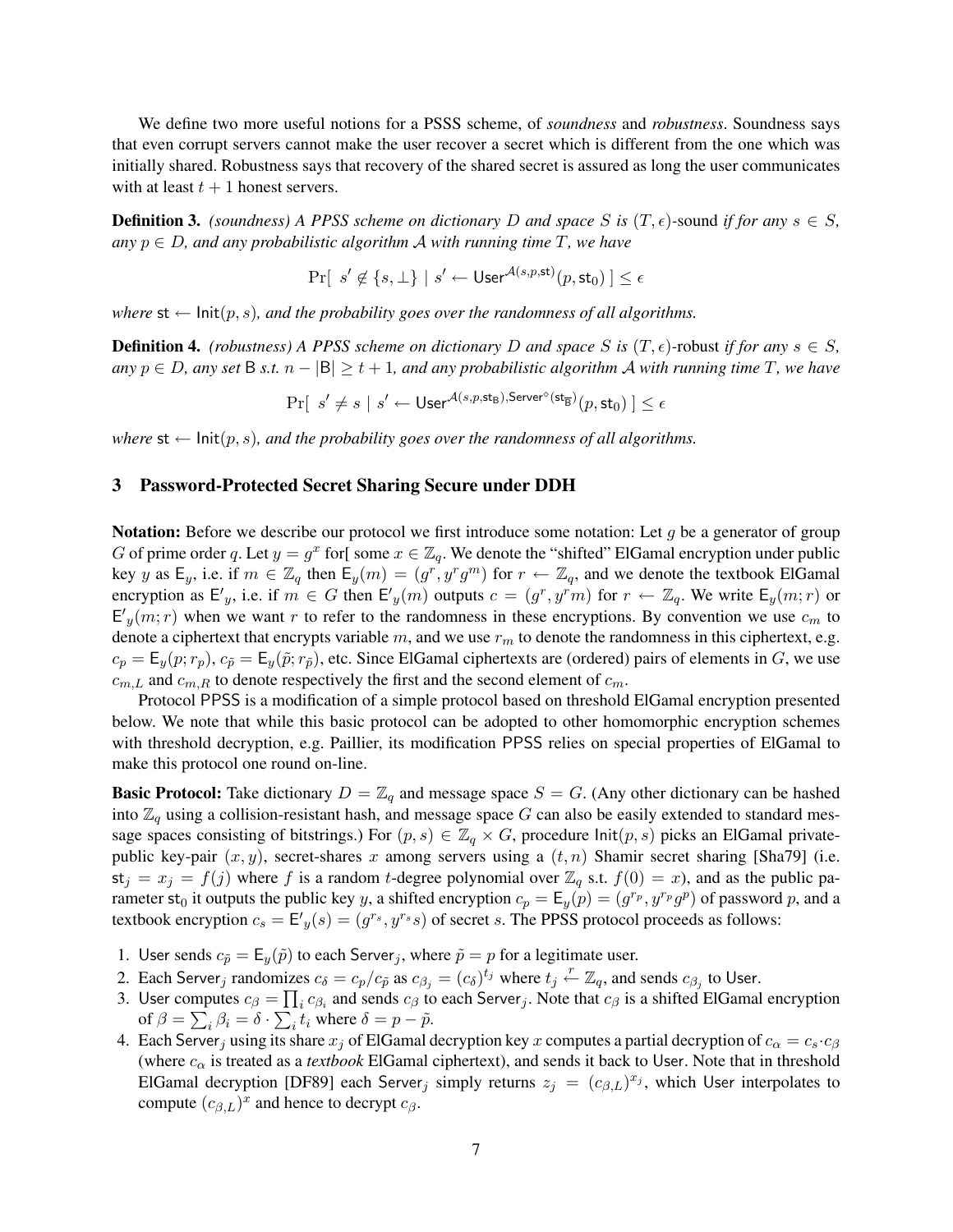We define two more useful notions for a PSSS scheme, of *soundness* and *robustness*. Soundness says that even corrupt servers cannot make the user recover a secret which is different from the one which was initially shared. Robustness says that recovery of the shared secret is assured as long the user communicates with at least $t+1$ honest servers.

**Definition 3.** *(soundness) A PPSS scheme on dictionary $D$ and space $S$ is* $(T, \epsilon)$-sound *if for any $s \in S$, any $p \in D$, and any probabilistic algorithm $\mathcal{A}$ with running time $T$, we have*

$$\Pr[\ s' \notin \{s, \perp\} \mid s' \leftarrow \mathsf{User}^{\mathcal{A}(s,p,\mathsf{st})}(p, \mathsf{st}_0)\ ] \leq \epsilon$$

*where* $\mathsf{st} \leftarrow \mathsf{Init}(p, s)$*, and the probability goes over the randomness of all algorithms.*

**Definition 4.** *(robustness) A PPSS scheme on dictionary $D$ and space $S$ is* $(T, \epsilon)$-robust *if for any $s \in S$, any $p \in D$, any set $\mathsf{B}$ s.t. $n - |\mathsf{B}| \geq t+1$, and any probabilistic algorithm $\mathcal{A}$ with running time $T$, we have*

$$\Pr[\ s' \neq s \mid s' \leftarrow \mathsf{User}^{\mathcal{A}(s,p,\mathsf{st}_\mathsf{B}),\mathsf{Server}^{\diamond}(\mathsf{st}_{\overline{\mathsf{B}}})}(p, \mathsf{st}_0)\ ] \leq \epsilon$$

*where* $\mathsf{st} \leftarrow \mathsf{Init}(p, s)$*, and the probability goes over the randomness of all algorithms.*

## 3 Password-Protected Secret Sharing Secure under DDH

**Notation:** Before we describe our protocol we first introduce some notation: Let $g$ be a generator of group $G$ of prime order $q$. Let $y = g^x$ for[ some $x \in \mathbb{Z}_q$. We denote the "shifted" ElGamal encryption under public key $y$ as $\mathsf{E}_y$, i.e. if $m \in \mathbb{Z}_q$ then $\mathsf{E}_y(m) = (g^r, y^r g^m)$ for $r \leftarrow \mathbb{Z}_q$, and we denote the textbook ElGamal encryption as $\mathsf{E'}_y$, i.e. if $m \in G$ then $\mathsf{E'}_y(m)$ outputs $c = (g^r, y^r m)$ for $r \leftarrow \mathbb{Z}_q$. We write $\mathsf{E}_y(m; r)$ or $\mathsf{E'}_y(m; r)$ when we want $r$ to refer to the randomness in these encryptions. By convention we use $c_m$ to denote a ciphertext that encrypts variable $m$, and we use $r_m$ to denote the randomness in this ciphertext, e.g. $c_p = \mathsf{E}_y(p; r_p)$, $c_{\tilde{p}} = \mathsf{E}_y(\tilde{p}; r_{\tilde{p}})$, etc. Since ElGamal ciphertexts are (ordered) pairs of elements in $G$, we use $c_{m,L}$ and $c_{m,R}$ to denote respectively the first and the second element of $c_m$.

Protocol PPSS is a modification of a simple protocol based on threshold ElGamal encryption presented below. We note that while this basic protocol can be adopted to other homomorphic encryption schemes with threshold decryption, e.g. Paillier, its modification PPSS relies on special properties of ElGamal to make this protocol one round on-line.

**Basic Protocol:** Take dictionary $D = \mathbb{Z}_q$ and message space $S = G$. (Any other dictionary can be hashed into $\mathbb{Z}_q$ using a collision-resistant hash, and message space $G$ can also be easily extended to standard message spaces consisting of bitstrings.) For $(p, s) \in \mathbb{Z}_q \times G$, procedure $\mathsf{Init}(p, s)$ picks an ElGamal private-public key-pair $(x, y)$, secret-shares $x$ among servers using a $(t, n)$ Shamir secret sharing [Sha79] (i.e. $\mathsf{st}_j = x_j = f(j)$ where $f$ is a random $t$-degree polynomial over $\mathbb{Z}_q$ s.t. $f(0) = x$), and as the public parameter $\mathsf{st}_0$ it outputs the public key $y$, a shifted encryption $c_p = \mathsf{E}_y(p) = (g^{r_p}, y^{r_p} g^p)$ of password $p$, and a textbook encryption $c_s = \mathsf{E'}_y(s) = (g^{r_s}, y^{r_s} s)$ of secret $s$. The PPSS protocol proceeds as follows:

1. User sends $c_{\tilde{p}} = \mathsf{E}_y(\tilde{p})$ to each $\mathsf{Server}_j$, where $\tilde{p} = p$ for a legitimate user.
2. Each $\mathsf{Server}_j$ randomizes $c_\delta = c_p / c_{\tilde{p}}$ as $c_{\beta_j} = (c_\delta)^{t_j}$ where $t_j \xleftarrow{r} \mathbb{Z}_q$, and sends $c_{\beta_j}$ to User.
3. User computes $c_\beta = \prod_i c_{\beta_i}$ and sends $c_\beta$ to each $\mathsf{Server}_j$. Note that $c_\beta$ is a shifted ElGamal encryption of $\beta = \sum_i \beta_i = \delta \cdot \sum_i t_i$ where $\delta = p - \tilde{p}$.
4. Each $\mathsf{Server}_j$ using its share $x_j$ of ElGamal decryption key $x$ computes a partial decryption of $c_\alpha = c_s \cdot c_\beta$ (where $c_\alpha$ is treated as a *textbook* ElGamal ciphertext), and sends it back to User. Note that in threshold ElGamal decryption [DF89] each $\mathsf{Server}_j$ simply returns $z_j = (c_{\beta,L})^{x_j}$, which User interpolates to compute $(c_{\beta,L})^x$ and hence to decrypt $c_\beta$.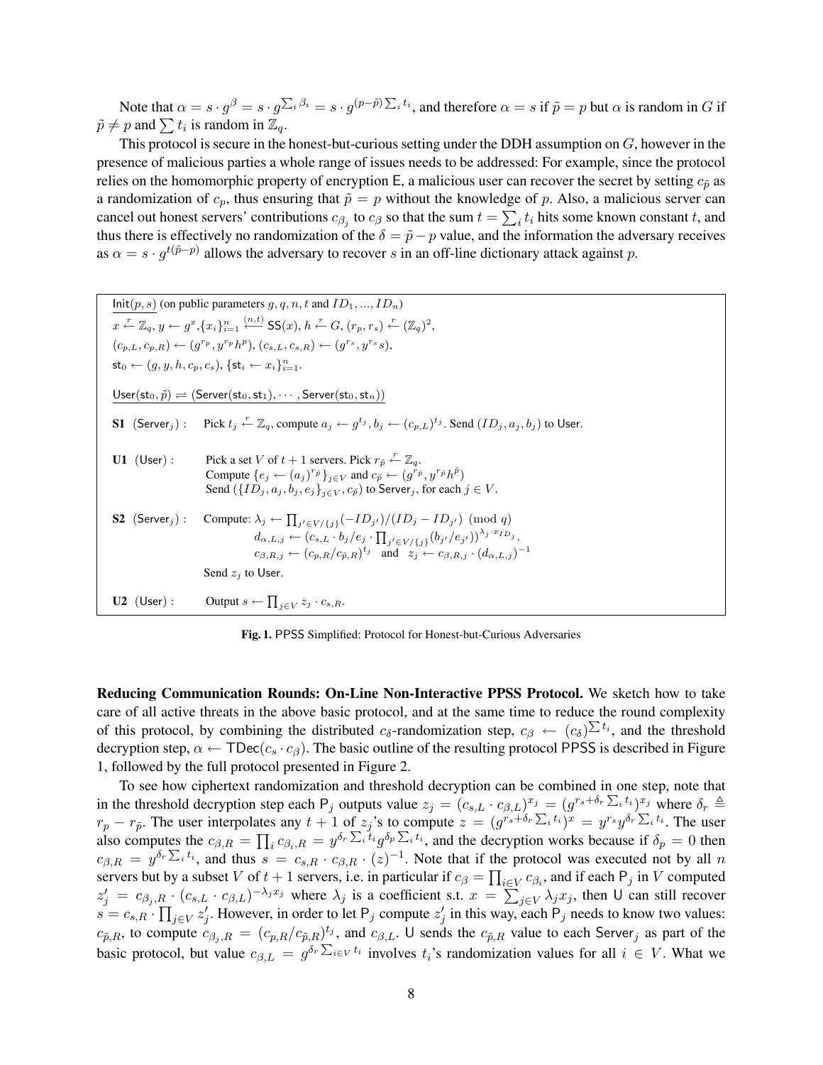Note that $\alpha = s \cdot g^{\beta} = s \cdot g^{\sum_i \beta_i} = s \cdot g^{(p-\tilde{p})\sum_i t_i}$, and therefore $\alpha = s$ if $\tilde{p} = p$ but $\alpha$ is random in $G$ if $\tilde{p} \neq p$ and $\sum t_i$ is random in $\mathbb{Z}_q$.

This protocol is secure in the honest-but-curious setting under the DDH assumption on $G$, however in the presence of malicious parties a whole range of issues needs to be addressed: For example, since the protocol relies on the homomorphic property of encryption $\mathsf{E}$, a malicious user can recover the secret by setting $c_{\tilde{p}}$ as a randomization of $c_p$, thus ensuring that $\tilde{p} = p$ without the knowledge of $p$. Also, a malicious server can cancel out honest servers' contributions $c_{\beta_j}$ to $c_\beta$ so that the sum $t = \sum_i t_i$ hits some known constant $t$, and thus there is effectively no randomization of the $\delta = \tilde{p} - p$ value, and the information the adversary receives as $\alpha = s \cdot g^{t(\tilde{p}-p)}$ allows the adversary to recover $s$ in an off-line dictionary attack against $p$.

---

$\underline{\mathsf{Init}(p, s)}$ (on public parameters $g, q, n, t$ and $ID_1, ..., ID_n$)

$x \xleftarrow{r} \mathbb{Z}_q$, $y \leftarrow g^x$, $\{x_i\}_{i=1}^n \xleftarrow{(n,t)} \mathsf{SS}(x)$, $h \xleftarrow{r} G$, $(r_p, r_s) \xleftarrow{r} (\mathbb{Z}_q)^2$,

$(c_{p,L}, c_{p,R}) \leftarrow (g^{r_p}, y^{r_p} h^p)$, $(c_{s,L}, c_{s,R}) \leftarrow (g^{r_s}, y^{r_s} s)$,

$\mathsf{st}_0 \leftarrow (g, y, h, c_p, c_s)$, $\{\mathsf{st}_i \leftarrow x_i\}_{i=1}^n$.

$\underline{\mathsf{User}(\mathsf{st}_0, \tilde{p}) \rightleftharpoons (\mathsf{Server}(\mathsf{st}_0, \mathsf{st}_1), \cdots, \mathsf{Server}(\mathsf{st}_0, \mathsf{st}_n))}$

**S1** ($\mathsf{Server}_j$) : Pick $t_j \xleftarrow{r} \mathbb{Z}_q$, compute $a_j \leftarrow g^{t_j}$, $b_j \leftarrow (c_{p,L})^{t_j}$. Send $(ID_j, a_j, b_j)$ to User.

**U1** ($\mathsf{User}$) : Pick a set $V$ of $t+1$ servers. Pick $r_{\tilde{p}} \xleftarrow{r} \mathbb{Z}_q$.
Compute $\{e_j \leftarrow (a_j)^{r_{\tilde{p}}}\}_{j \in V}$ and $c_{\tilde{p}} \leftarrow (g^{r_{\tilde{p}}}, y^{r_{\tilde{p}}} h^{\tilde{p}})$
Send $(\{ID_j, a_j, b_j, e_j\}_{j \in V}, c_{\tilde{p}})$ to $\mathsf{Server}_j$, for each $j \in V$.

**S2** ($\mathsf{Server}_j$) : Compute: $\lambda_j \leftarrow \prod_{j' \in V/\{j\}} (-ID_{j'})/(ID_j - ID_{j'}) \pmod q$
$d_{\alpha,L,j} \leftarrow (c_{s,L} \cdot b_j / e_j \cdot \prod_{j' \in V/\{j\}} (b_{j'}/e_{j'}))^{\lambda_j \cdot x_{ID_j}}$.
$c_{\beta,R,j} \leftarrow (c_{p,R}/c_{\tilde{p},R})^{t_j}$ and $z_j \leftarrow c_{\beta,R,j} \cdot (d_{\alpha,L,j})^{-1}$
Send $z_j$ to User.

**U2** ($\mathsf{User}$) : Output $s \leftarrow \prod_{j \in V} z_j \cdot c_{s,R}$.

---

**Fig. 1.** PPSS Simplified: Protocol for Honest-but-Curious Adversaries

**Reducing Communication Rounds: On-Line Non-Interactive PPSS Protocol.** We sketch how to take care of all active threats in the above basic protocol, and at the same time to reduce the round complexity of this protocol, by combining the distributed $c_\delta$-randomization step, $c_\beta \leftarrow (c_\delta)^{\sum t_i}$, and the threshold decryption step, $\alpha \leftarrow \mathsf{TDec}(c_s \cdot c_\beta)$. The basic outline of the resulting protocol PPSS is described in Figure 1, followed by the full protocol presented in Figure 2.

To see how ciphertext randomization and threshold decryption can be combined in one step, note that in the threshold decryption step each $\mathsf{P}_j$ outputs value $z_j = (c_{s,L} \cdot c_{\beta,L})^{x_j} = (g^{r_s + \delta_r \sum_i t_i})^{x_j}$ where $\delta_r \triangleq r_p - r_{\tilde{p}}$. The user interpolates any $t+1$ of $z_j$'s to compute $z = (g^{r_s + \delta_r \sum_i t_i})^x = y^{r_s} y^{\delta_r \sum_i t_i}$. The user also computes the $c_{\beta,R} = \prod_i c_{\beta_i,R} = y^{\delta_r \sum_i t_i} g^{\delta_p \sum_i t_i}$, and the decryption works because if $\delta_p = 0$ then $c_{\beta,R} = y^{\delta_r \sum_i t_i}$, and thus $s = c_{s,R} \cdot c_{\beta,R} \cdot (z)^{-1}$. Note that if the protocol was executed not by all $n$ servers but by a subset $V$ of $t+1$ servers, i.e. in particular if $c_\beta = \prod_{i \in V} c_{\beta_i}$, and if each $\mathsf{P}_j$ in $V$ computed $z'_j = c_{\beta_j,R} \cdot (c_{s,L} \cdot c_{\beta,L})^{-\lambda_j x_j}$ where $\lambda_j$ is a coefficient s.t. $x = \sum_{j \in V} \lambda_j x_j$, then $\mathsf{U}$ can still recover $s = c_{s,R} \cdot \prod_{j \in V} z'_j$. However, in order to let $\mathsf{P}_j$ compute $z'_j$ in this way, each $\mathsf{P}_j$ needs to know two values: $c_{\tilde{p},R}$, to compute $c_{\beta_j,R} = (c_{p,R}/c_{\tilde{p},R})^{t_j}$, and $c_{\beta,L}$. $\mathsf{U}$ sends the $c_{\tilde{p},R}$ value to each $\mathsf{Server}_j$ as part of the basic protocol, but value $c_{\beta,L} = g^{\delta_r \sum_{i \in V} t_i}$ involves $t_i$'s randomization values for all $i \in V$. What we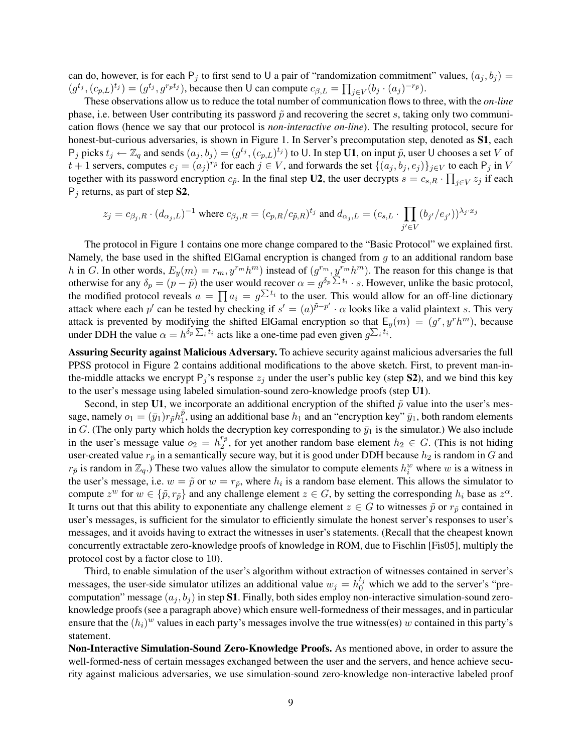can do, however, is for each $\mathsf{P}_j$ to first send to $\mathsf{U}$ a pair of "randomization commitment" values, $(a_j, b_j) = (g^{t_j}, (c_{p,L})^{t_j}) = (g^{t_j}, g^{r_p t_j})$, because then $\mathsf{U}$ can compute $c_{\beta,L} = \prod_{j \in V}(b_j \cdot (a_j)^{-r_{\tilde{p}}})$.

These observations allow us to reduce the total number of communication flows to three, with the *on-line* phase, i.e. between User contributing its password $\tilde{p}$ and recovering the secret $s$, taking only two communication flows (hence we say that our protocol is *non-interactive on-line*). The resulting protocol, secure for honest-but-curious adversaries, is shown in Figure 1. In Server's precomputation step, denoted as **S1**, each $\mathsf{P}_j$ picks $t_j \leftarrow \mathbb{Z}_q$ and sends $(a_j, b_j) = (g^{t_j}, (c_{p,L})^{t_j})$ to $\mathsf{U}$. In step **U1**, on input $\tilde{p}$, user $\mathsf{U}$ chooses a set $V$ of $t+1$ servers, computes $e_j = (a_j)^{r_{\tilde{p}}}$ for each $j \in V$, and forwards the set $\{(a_j, b_j, e_j)\}_{j \in V}$ to each $\mathsf{P}_j$ in $V$ together with its password encryption $c_{\tilde{p}}$. In the final step **U2**, the user decrypts $s = c_{s,R} \cdot \prod_{j \in V} z_j$ if each $\mathsf{P}_j$ returns, as part of step **S2**,

$$z_j = c_{\beta_j,R} \cdot (d_{\alpha_j,L})^{-1} \text{ where } c_{\beta_j,R} = (c_{p,R}/c_{\tilde{p},R})^{t_j} \text{ and } d_{\alpha_j,L} = (c_{s,L} \cdot \prod_{j' \in V}(b_{j'}/e_{j'}))^{\lambda_j \cdot x_j}$$

The protocol in Figure 1 contains one more change compared to the "Basic Protocol" we explained first. Namely, the base used in the shifted ElGamal encryption is changed from $g$ to an additional random base $h$ in $G$. In other words, $E_y(m) = r_m, y^{r_m} h^m)$ instead of $(g^{r_m}, y^{r_m} h^m)$. The reason for this change is that otherwise for any $\delta_p = (p - \tilde{p})$ the user would recover $\alpha = g^{\delta_p \sum t_i} \cdot s$. However, unlike the basic protocol, the modified protocol reveals $a = \prod a_i = g^{\sum t_i}$ to the user. This would allow for an off-line dictionary attack where each $p'$ can be tested by checking if $s' = (a)^{\tilde{p} - p'} \cdot \alpha$ looks like a valid plaintext $s$. This very attack is prevented by modifying the shifted ElGamal encryption so that $\mathsf{E}_y(m) = (g^r, y^r h^m)$, because under DDH the value $\alpha = h^{\delta_p \sum_i t_i}$ acts like a one-time pad even given $g^{\sum_i t_i}$.

**Assuring Security against Malicious Adversary.** To achieve security against malicious adversaries the full PPSS protocol in Figure 2 contains additional modifications to the above sketch. First, to prevent man-in-the-middle attacks we encrypt $\mathsf{P}_j$'s response $z_j$ under the user's public key (step **S2**), and we bind this key to the user's message using labeled simulation-sound zero-knowledge proofs (step **U1**).

Second, in step **U1**, we incorporate an additional encryption of the shifted $\tilde{p}$ value into the user's message, namely $o_1 = (\bar{y}_1) r_{\tilde{p}} h_1^{\tilde{p}}$, using an additional base $h_1$ and an "encryption key" $\bar{y}_1$, both random elements in $G$. (The only party which holds the decryption key corresponding to $\bar{y}_1$ is the simulator.) We also include in the user's message value $o_2 = h_2^{r_{\tilde{p}}}$, for yet another random base element $h_2 \in G$. (This is not hiding user-created value $r_{\tilde{p}}$ in a semantically secure way, but it is good under DDH because $h_2$ is random in $G$ and $r_{\tilde{p}}$ is random in $\mathbb{Z}_q$.) These two values allow the simulator to compute elements $h_i^w$ where $w$ is a witness in the user's message, i.e. $w = \tilde{p}$ or $w = r_{\tilde{p}}$, where $h_i$ is a random base element. This allows the simulator to compute $z^w$ for $w \in \{\tilde{p}, r_{\tilde{p}}\}$ and any challenge element $z \in G$, by setting the corresponding $h_i$ base as $z^\alpha$. It turns out that this ability to exponentiate any challenge element $z \in G$ to witnesses $\tilde{p}$ or $r_{\tilde{p}}$ contained in user's messages, is sufficient for the simulator to efficiently simulate the honest server's responses to user's messages, and it avoids having to extract the witnesses in user's statements. (Recall that the cheapest known concurrently extractable zero-knowledge proofs of knowledge in ROM, due to Fischlin [Fis05], multiply the protocol cost by a factor close to 10).

Third, to enable simulation of the user's algorithm without extraction of witnesses contained in server's messages, the user-side simulator utilizes an additional value $w_j = h_0^{t_j}$ which we add to the server's "pre-computation" message $(a_j, b_j)$ in step **S1**. Finally, both sides employ non-interactive simulation-sound zero-knowledge proofs (see a paragraph above) which ensure well-formedness of their messages, and in particular ensure that the $(h_i)^w$ values in each party's messages involve the true witness(es) $w$ contained in this party's statement.

**Non-Interactive Simulation-Sound Zero-Knowledge Proofs.** As mentioned above, in order to assure the well-formed-ness of certain messages exchanged between the user and the servers, and hence achieve security against malicious adversaries, we use simulation-sound zero-knowledge non-interactive labeled proof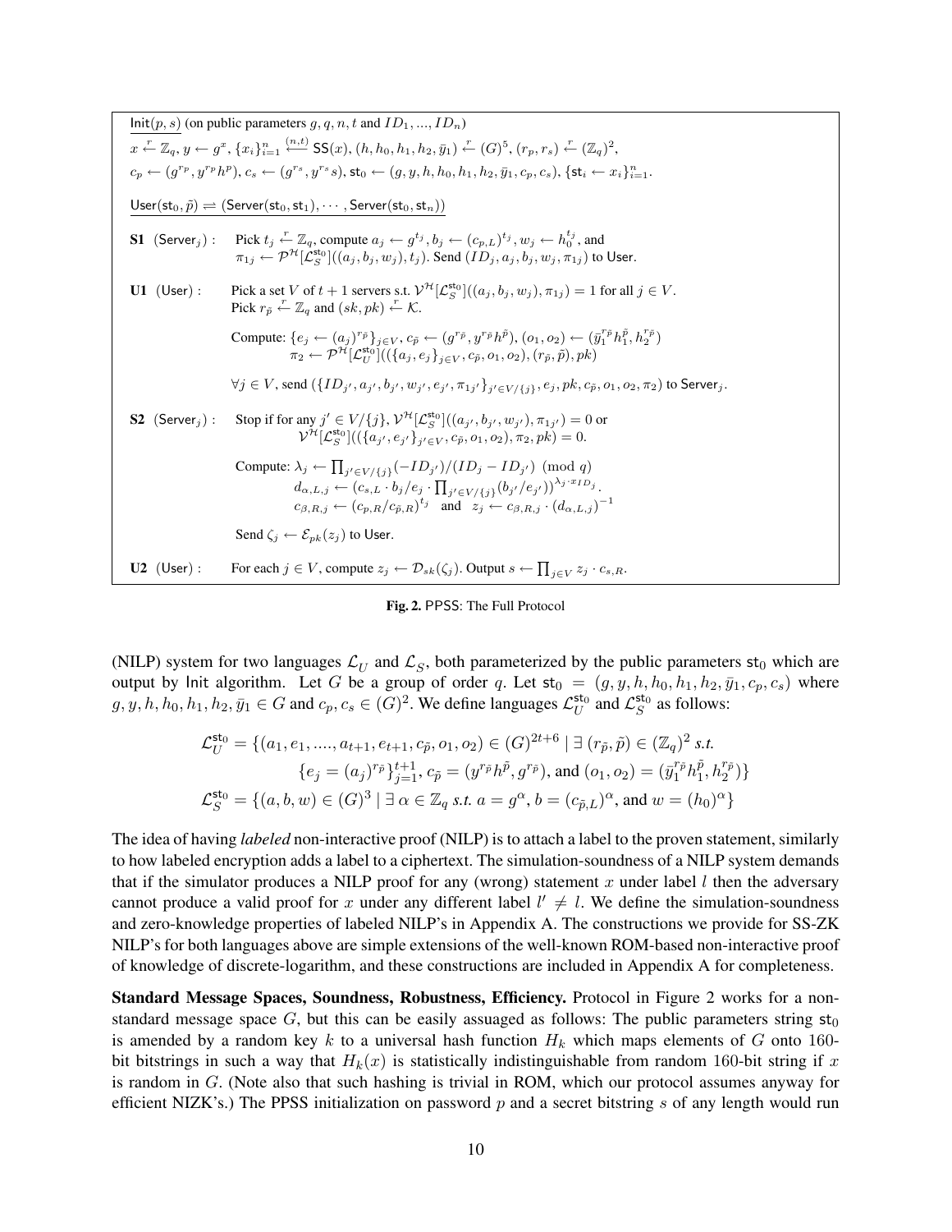$\underline{\mathsf{Init}(p,s)}$ (on public parameters $g, q, n, t$ and $ID_1, ..., ID_n$)

$x \xleftarrow{r} \mathbb{Z}_q, y \leftarrow g^x, \{x_i\}_{i=1}^n \xleftarrow{(n,t)} \mathsf{SS}(x), (h, h_0, h_1, h_2, \bar{y}_1) \xleftarrow{r} (G)^5, (r_p, r_s) \xleftarrow{r} (\mathbb{Z}_q)^2,$

$c_p \leftarrow (g^{r_p}, y^{r_p} h^p), c_s \leftarrow (g^{r_s}, y^{r_s} s), \mathsf{st}_0 \leftarrow (g, y, h, h_0, h_1, h_2, \bar{y}_1, c_p, c_s), \{\mathsf{st}_i \leftarrow x_i\}_{i=1}^n.$

$\underline{\mathsf{User}(\mathsf{st}_0, \tilde{p}) \rightleftharpoons (\mathsf{Server}(\mathsf{st}_0, \mathsf{st}_1), \cdots, \mathsf{Server}(\mathsf{st}_0, \mathsf{st}_n))}$

**S1** ($\mathsf{Server}_j$) : Pick $t_j \xleftarrow{r} \mathbb{Z}_q$, compute $a_j \leftarrow g^{t_j}, b_j \leftarrow (c_{p,L})^{t_j}, w_j \leftarrow h_0^{t_j}$, and $\pi_{1j} \leftarrow \mathcal{P}^{\mathcal{H}}[\mathcal{L}_S^{\mathsf{st}_0}]((a_j, b_j, w_j), t_j)$. Send $(ID_j, a_j, b_j, w_j, \pi_{1j})$ to $\mathsf{User}$.

**U1** ($\mathsf{User}$) : Pick a set $V$ of $t+1$ servers s.t. $\mathcal{V}^{\mathcal{H}}[\mathcal{L}_S^{\mathsf{st}_0}]((a_j, b_j, w_j), \pi_{1j}) = 1$ for all $j \in V$. Pick $r_{\tilde{p}} \xleftarrow{r} \mathbb{Z}_q$ and $(sk, pk) \xleftarrow{r} \mathcal{K}$.

Compute: $\{e_j \leftarrow (a_j)^{r_{\tilde{p}}}\}_{j \in V}, c_{\tilde{p}} \leftarrow (g^{r_{\tilde{p}}}, y^{r_{\tilde{p}}} h^{\tilde{p}}), (o_1, o_2) \leftarrow (\bar{y}_1^{r_{\tilde{p}}} h_1^{\tilde{p}}, h_2^{r_{\tilde{p}}})$
$\pi_2 \leftarrow \mathcal{P}^{\mathcal{H}}[\mathcal{L}_U^{\mathsf{st}_0}]((\{a_j, e_j\}_{j \in V}, c_{\tilde{p}}, o_1, o_2), (r_{\tilde{p}}, \tilde{p}), pk)$

$\forall j \in V$, send $(\{ID_{j'}, a_{j'}, b_{j'}, w_{j'}, e_{j'}, \pi_{1j'}\}_{j' \in V/\{j\}}, e_j, pk, c_{\tilde{p}}, o_1, o_2, \pi_2)$ to $\mathsf{Server}_j$.

**S2** ($\mathsf{Server}_j$) : Stop if for any $j' \in V/\{j\}$, $\mathcal{V}^{\mathcal{H}}[\mathcal{L}_S^{\mathsf{st}_0}]((a_{j'}, b_{j'}, w_{j'}), \pi_{1j'}) = 0$ or $\mathcal{V}^{\mathcal{H}}[\mathcal{L}_S^{\mathsf{st}_0}]((\{a_{j'}, e_{j'}\}_{j' \in V}, c_{\tilde{p}}, o_1, o_2), \pi_2, pk) = 0$.

Compute: $\lambda_j \leftarrow \prod_{j' \in V/\{j\}} (-ID_{j'})/(ID_j - ID_{j'}) \pmod q$
$d_{\alpha,L,j} \leftarrow (c_{s,L} \cdot b_j/e_j \cdot \prod_{j' \in V/\{j\}} (b_{j'}/e_{j'}))^{\lambda_j \cdot x_{ID_j}}$.
$c_{\beta,R,j} \leftarrow (c_{p,R}/c_{\tilde{p},R})^{t_j}$ and $z_j \leftarrow c_{\beta,R,j} \cdot (d_{\alpha,L,j})^{-1}$

Send $\zeta_j \leftarrow \mathcal{E}_{pk}(z_j)$ to $\mathsf{User}$.

**U2** ($\mathsf{User}$) : For each $j \in V$, compute $z_j \leftarrow \mathcal{D}_{sk}(\zeta_j)$. Output $s \leftarrow \prod_{j \in V} z_j \cdot c_{s,R}$.

**Fig. 2.** PPSS: The Full Protocol

(NILP) system for two languages $\mathcal{L}_U$ and $\mathcal{L}_S$, both parameterized by the public parameters $\mathsf{st}_0$ which are output by Init algorithm. Let $G$ be a group of order $q$. Let $\mathsf{st}_0 = (g, y, h, h_0, h_1, h_2, \bar{y}_1, c_p, c_s)$ where $g, y, h, h_0, h_1, h_2, \bar{y}_1 \in G$ and $c_p, c_s \in (G)^2$. We define languages $\mathcal{L}_U^{\mathsf{st}_0}$ and $\mathcal{L}_S^{\mathsf{st}_0}$ as follows:

$$\mathcal{L}_U^{\mathsf{st}_0} = \{(a_1, e_1, ...., a_{t+1}, e_{t+1}, c_{\tilde{p}}, o_1, o_2) \in (G)^{2t+6} \mid \exists\, (r_{\tilde{p}}, \tilde{p}) \in (\mathbb{Z}_q)^2 \text{ s.t. } \{e_j = (a_j)^{r_{\tilde{p}}}\}_{j=1}^{t+1}, c_{\tilde{p}} = (y^{r_{\tilde{p}}} h^{\tilde{p}}, g^{r_{\tilde{p}}}), \text{and } (o_1, o_2) = (\bar{y}_1^{r_{\tilde{p}}} h_1^{\tilde{p}}, h_2^{r_{\tilde{p}}})\}$$

$$\mathcal{L}_S^{\mathsf{st}_0} = \{(a, b, w) \in (G)^3 \mid \exists\, \alpha \in \mathbb{Z}_q \text{ s.t. } a = g^\alpha, b = (c_{\tilde{p},L})^\alpha, \text{and } w = (h_0)^\alpha\}$$

The idea of having *labeled* non-interactive proof (NILP) is to attach a label to the proven statement, similarly to how labeled encryption adds a label to a ciphertext. The simulation-soundness of a NILP system demands that if the simulator produces a NILP proof for any (wrong) statement $x$ under label $l$ then the adversary cannot produce a valid proof for $x$ under any different label $l' \neq l$. We define the simulation-soundness and zero-knowledge properties of labeled NILP's in Appendix A. The constructions we provide for SS-ZK NILP's for both languages above are simple extensions of the well-known ROM-based non-interactive proof of knowledge of discrete-logarithm, and these constructions are included in Appendix A for completeness.

**Standard Message Spaces, Soundness, Robustness, Efficiency.** Protocol in Figure 2 works for a non-standard message space $G$, but this can be easily assuaged as follows: The public parameters string $\mathsf{st}_0$ is amended by a random key $k$ to a universal hash function $H_k$ which maps elements of $G$ onto 160-bit bitstrings in such a way that $H_k(x)$ is statistically indistinguishable from random 160-bit string if $x$ is random in $G$. (Note also that such hashing is trivial in ROM, which our protocol assumes anyway for efficient NIZK's.) The PPSS initialization on password $p$ and a secret bitstring $s$ of any length would run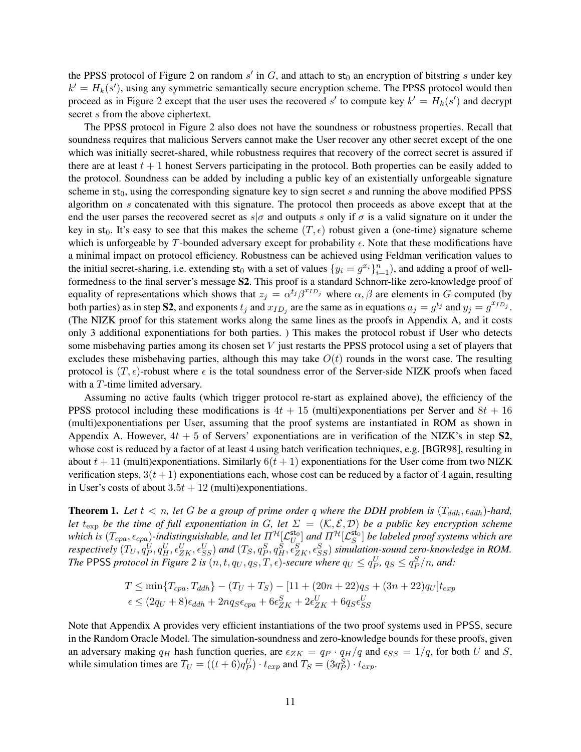the PPSS protocol of Figure 2 on random $s'$ in $G$, and attach to $\mathsf{st}_0$ an encryption of bitstring $s$ under key $k' = H_k(s')$, using any symmetric semantically secure encryption scheme. The PPSS protocol would then proceed as in Figure 2 except that the user uses the recovered $s'$ to compute key $k' = H_k(s')$ and decrypt secret $s$ from the above ciphertext.

The PPSS protocol in Figure 2 also does not have the soundness or robustness properties. Recall that soundness requires that malicious Servers cannot make the User recover any other secret except of the one which was initially secret-shared, while robustness requires that recovery of the correct secret is assured if there are at least $t+1$ honest Servers participating in the protocol. Both properties can be easily added to the protocol. Soundness can be added by including a public key of an existentially unforgeable signature scheme in $\mathsf{st}_0$, using the corresponding signature key to sign secret $s$ and running the above modified PPSS algorithm on $s$ concatenated with this signature. The protocol then proceeds as above except that at the end the user parses the recovered secret as $s|\sigma$ and outputs $s$ only if $\sigma$ is a valid signature on it under the key in $\mathsf{st}_0$. It's easy to see that this makes the scheme $(T, \epsilon)$ robust given a (one-time) signature scheme which is unforgeable by $T$-bounded adversary except for probability $\epsilon$. Note that these modifications have a minimal impact on protocol efficiency. Robustness can be achieved using Feldman verification values to the initial secret-sharing, i.e. extending $\mathsf{st}_0$ with a set of values $\{y_i = g^{x_i}\}_{i=1}^n$), and adding a proof of well-formedness to the final server's message **S2**. This proof is a standard Schnorr-like zero-knowledge proof of equality of representations which shows that $z_j = \alpha^{t_j}\beta^{x_{ID_j}}$ where $\alpha, \beta$ are elements in $G$ computed (by both parties) as in step **S2**, and exponents $t_j$ and $x_{ID_j}$ are the same as in equations $a_j = g^{t_j}$ and $y_j = g^{x_{ID_j}}$. (The NIZK proof for this statement works along the same lines as the proofs in Appendix A, and it costs only 3 additional exponentiations for both parties. ) This makes the protocol robust if User who detects some misbehaving parties among its chosen set $V$ just restarts the PPSS protocol using a set of players that excludes these misbehaving parties, although this may take $O(t)$ rounds in the worst case. The resulting protocol is $(T, \epsilon)$-robust where $\epsilon$ is the total soundness error of the Server-side NIZK proofs when faced with a $T$-time limited adversary.

Assuming no active faults (which trigger protocol re-start as explained above), the efficiency of the PPSS protocol including these modifications is $4t + 15$ (multi)exponentiations per Server and $8t + 16$ (multi)exponentiations per User, assuming that the proof systems are instantiated in ROM as shown in Appendix A. However, $4t + 5$ of Servers' exponentiations are in verification of the NIZK's in step **S2**, whose cost is reduced by a factor of at least 4 using batch verification techniques, e.g. [BGR98], resulting in about $t + 11$ (multi)exponentiations. Similarly $6(t + 1)$ exponentiations for the User come from two NIZK verification steps, $3(t + 1)$ exponentiations each, whose cost can be reduced by a factor of 4 again, resulting in User's costs of about $3.5t + 12$ (multi)exponentiations.

**Theorem 1.** *Let $t < n$, let $G$ be a group of prime order $q$ where the DDH problem is $(T_{ddh}, \epsilon_{ddh})$-hard, let $t_{\exp}$ be the time of full exponentiation in $G$, let $\Sigma = (\mathcal{K}, \mathcal{E}, \mathcal{D})$ be a public key encryption scheme which is $(T_{cpa}, \epsilon_{cpa})$-indistinguishable, and let $\Pi^{\mathcal{H}}[\mathcal{L}_U^{\mathsf{st}_0}]$ and $\Pi^{\mathcal{H}}[\mathcal{L}_S^{\mathsf{st}_0}]$ be labeled proof systems which are respectively $(T_U, q_P^U, q_H^U, \epsilon_{ZK}^U, \epsilon_{SS}^U)$ and $(T_S, q_P^S, q_H^S, \epsilon_{ZK}^S, \epsilon_{SS}^S)$ simulation-sound zero-knowledge in ROM. The* PPSS *protocol in Figure 2 is $(n, t, q_U, q_S, T, \epsilon)$-secure where $q_U \le q_P^U$, $q_S \le q_P^S/n$, and:*

$$
\begin{aligned}
T &\le \min\{T_{cpa}, T_{ddh}\} - (T_U + T_S) - [11 + (20n + 22)q_S + (3n + 22)q_U]t_{exp} \\
\epsilon &\le (2q_U + 8)\epsilon_{ddh} + 2nq_S\epsilon_{cpa} + 6\epsilon_{ZK}^S + 2\epsilon_{ZK}^U + 6q_S\epsilon_{SS}^U
\end{aligned}
$$

Note that Appendix A provides very efficient instantiations of the two proof systems used in PPSS, secure in the Random Oracle Model. The simulation-soundness and zero-knowledge bounds for these proofs, given an adversary making $q_H$ hash function queries, are $\epsilon_{ZK} = q_P \cdot q_H/q$ and $\epsilon_{SS} = 1/q$, for both $U$ and $S$, while simulation times are $T_U = ((t + 6)q_P^U) \cdot t_{exp}$ and $T_S = (3q_P^S) \cdot t_{exp}$.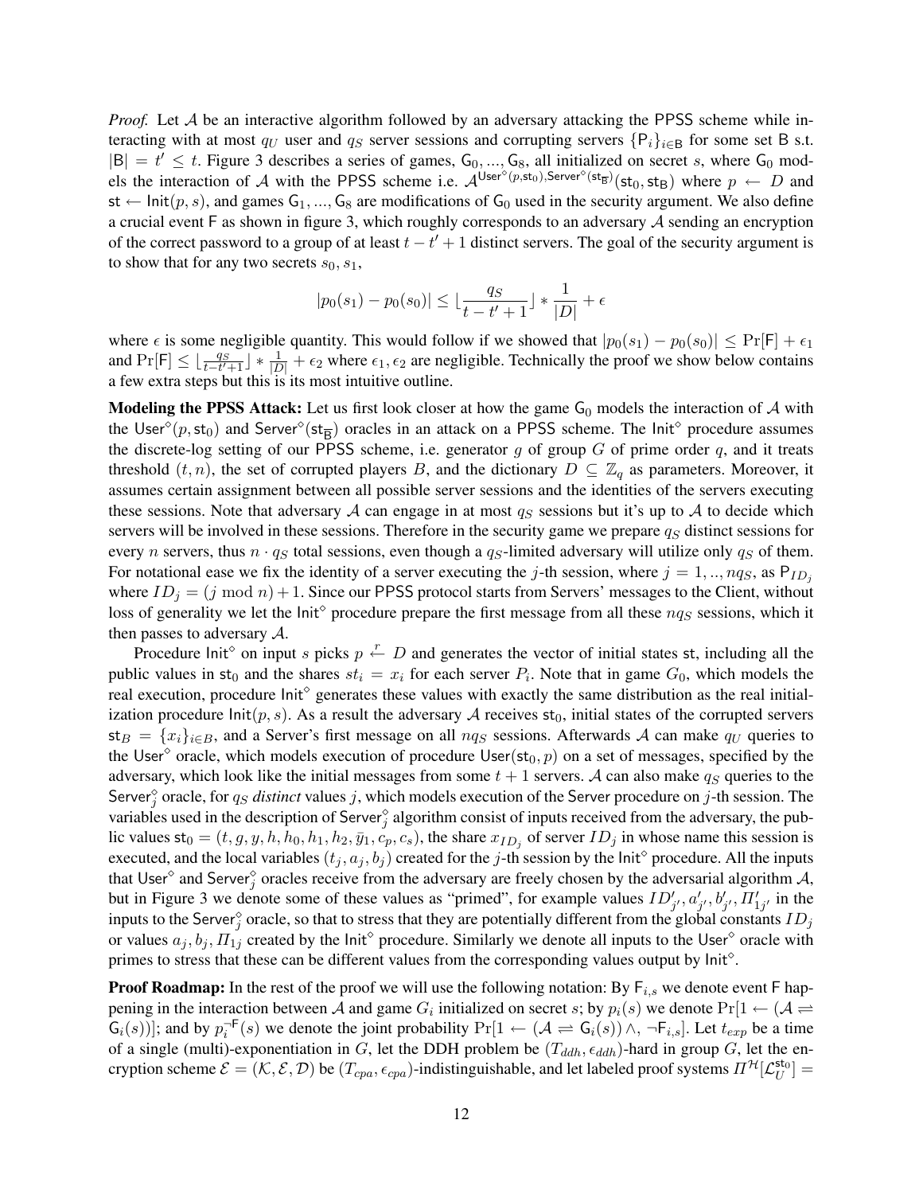*Proof.* Let $\mathcal{A}$ be an interactive algorithm followed by an adversary attacking the PPSS scheme while interacting with at most $q_U$ user and $q_S$ server sessions and corrupting servers $\{\mathsf{P}_i\}_{i \in \mathsf{B}}$ for some set B s.t. $|\mathsf{B}| = t' \leq t$. Figure 3 describes a series of games, $\mathsf{G}_0, ..., \mathsf{G}_8$, all initialized on secret $s$, where $\mathsf{G}_0$ models the interaction of $\mathcal{A}$ with the PPSS scheme i.e. $\mathcal{A}^{\mathsf{User}^\diamond(p,\mathsf{st}_0),\mathsf{Server}^\diamond(\mathsf{st}_{\overline{\mathsf{B}}})}(\mathsf{st}_0, \mathsf{st}_\mathsf{B})$ where $p \leftarrow D$ and $\mathsf{st} \leftarrow \mathsf{Init}(p, s)$, and games $\mathsf{G}_1, ..., \mathsf{G}_8$ are modifications of $\mathsf{G}_0$ used in the security argument. We also define a crucial event F as shown in figure 3, which roughly corresponds to an adversary $\mathcal{A}$ sending an encryption of the correct password to a group of at least $t - t' + 1$ distinct servers. The goal of the security argument is to show that for any two secrets $s_0, s_1$,

$$|p_0(s_1) - p_0(s_0)| \leq \lfloor \frac{q_S}{t - t' + 1} \rfloor * \frac{1}{|D|} + \epsilon$$

where $\epsilon$ is some negligible quantity. This would follow if we showed that $|p_0(s_1) - p_0(s_0)| \leq \Pr[\mathsf{F}] + \epsilon_1$ and $\Pr[\mathsf{F}] \leq \lfloor \frac{q_S}{t-t'+1} \rfloor * \frac{1}{|D|} + \epsilon_2$ where $\epsilon_1, \epsilon_2$ are negligible. Technically the proof we show below contains a few extra steps but this is its most intuitive outline.

**Modeling the PPSS Attack:** Let us first look closer at how the game $\mathsf{G}_0$ models the interaction of $\mathcal{A}$ with the $\mathsf{User}^\diamond(p, \mathsf{st}_0)$ and $\mathsf{Server}^\diamond(\mathsf{st}_{\overline{\mathsf{B}}})$ oracles in an attack on a PPSS scheme. The $\mathsf{Init}^\diamond$ procedure assumes the discrete-log setting of our PPSS scheme, i.e. generator $g$ of group $G$ of prime order $q$, and it treats threshold $(t, n)$, the set of corrupted players $B$, and the dictionary $D \subseteq \mathbb{Z}_q$ as parameters. Moreover, it assumes certain assignment between all possible server sessions and the identities of the servers executing these sessions. Note that adversary $\mathcal{A}$ can engage in at most $q_S$ sessions but it's up to $\mathcal{A}$ to decide which servers will be involved in these sessions. Therefore in the security game we prepare $q_S$ distinct sessions for every $n$ servers, thus $n \cdot q_S$ total sessions, even though a $q_S$-limited adversary will utilize only $q_S$ of them. For notational ease we fix the identity of a server executing the $j$-th session, where $j = 1, .., nq_S$, as $\mathsf{P}_{ID_j}$ where $ID_j = (j \bmod n) + 1$. Since our PPSS protocol starts from Servers' messages to the Client, without loss of generality we let the $\mathsf{Init}^\diamond$ procedure prepare the first message from all these $nq_S$ sessions, which it then passes to adversary $\mathcal{A}$.

Procedure $\mathsf{Init}^\diamond$ on input $s$ picks $p \xleftarrow{r} D$ and generates the vector of initial states st, including all the public values in $\mathsf{st}_0$ and the shares $st_i = x_i$ for each server $P_i$. Note that in game $G_0$, which models the real execution, procedure $\mathsf{Init}^\diamond$ generates these values with exactly the same distribution as the real initialization procedure $\mathsf{Init}(p, s)$. As a result the adversary $\mathcal{A}$ receives $\mathsf{st}_0$, initial states of the corrupted servers $\mathsf{st}_B = \{x_i\}_{i \in B}$, and a Server's first message on all $nq_S$ sessions. Afterwards $\mathcal{A}$ can make $q_U$ queries to the $\mathsf{User}^\diamond$ oracle, which models execution of procedure $\mathsf{User}(\mathsf{st}_0, p)$ on a set of messages, specified by the adversary, which look like the initial messages from some $t + 1$ servers. $\mathcal{A}$ can also make $q_S$ queries to the $\mathsf{Server}_j^\diamond$ oracle, for $q_S$ *distinct* values $j$, which models execution of the Server procedure on $j$-th session. The variables used in the description of $\mathsf{Server}_j^\diamond$ algorithm consist of inputs received from the adversary, the public values $\mathsf{st}_0 = (t, g, y, h, h_0, h_1, h_2, \bar{y}_1, c_p, c_s)$, the share $x_{ID_j}$ of server $ID_j$ in whose name this session is executed, and the local variables $(t_j, a_j, b_j)$ created for the $j$-th session by the $\mathsf{Init}^\diamond$ procedure. All the inputs that $\mathsf{User}^\diamond$ and $\mathsf{Server}_j^\diamond$ oracles receive from the adversary are freely chosen by the adversarial algorithm $\mathcal{A}$, but in Figure 3 we denote some of these values as "primed", for example values $ID'_{j'}, a'_{j'}, b'_{j'}, \Pi'_{1j'}$ in the inputs to the $\mathsf{Server}_j^\diamond$ oracle, so that to stress that they are potentially different from the global constants $ID_j$ or values $a_j, b_j, \Pi_{1j}$ created by the $\mathsf{Init}^\diamond$ procedure. Similarly we denote all inputs to the $\mathsf{User}^\diamond$ oracle with primes to stress that these can be different values from the corresponding values output by $\mathsf{Init}^\diamond$.

**Proof Roadmap:** In the rest of the proof we will use the following notation: By $\mathsf{F}_{i,s}$ we denote event F happening in the interaction between $\mathcal{A}$ and game $G_i$ initialized on secret $s$; by $p_i(s)$ we denote $\Pr[1 \leftarrow (\mathcal{A} \rightleftharpoons \mathsf{G}_i(s))]$; and by $p_i^{\neg\mathsf{F}}(s)$ we denote the joint probability $\Pr[1 \leftarrow (\mathcal{A} \rightleftharpoons \mathsf{G}_i(s)) \wedge, \neg\mathsf{F}_{i,s}]$. Let $t_{exp}$ be a time of a single (multi)-exponentiation in $G$, let the DDH problem be $(T_{ddh}, \epsilon_{ddh})$-hard in group $G$, let the encryption scheme $\mathcal{E} = (\mathcal{K}, \mathcal{E}, \mathcal{D})$ be $(T_{cpa}, \epsilon_{cpa})$-indistinguishable, and let labeled proof systems $\Pi^{\mathcal{H}}[\mathcal{L}_U^{\mathsf{st}_0}] =$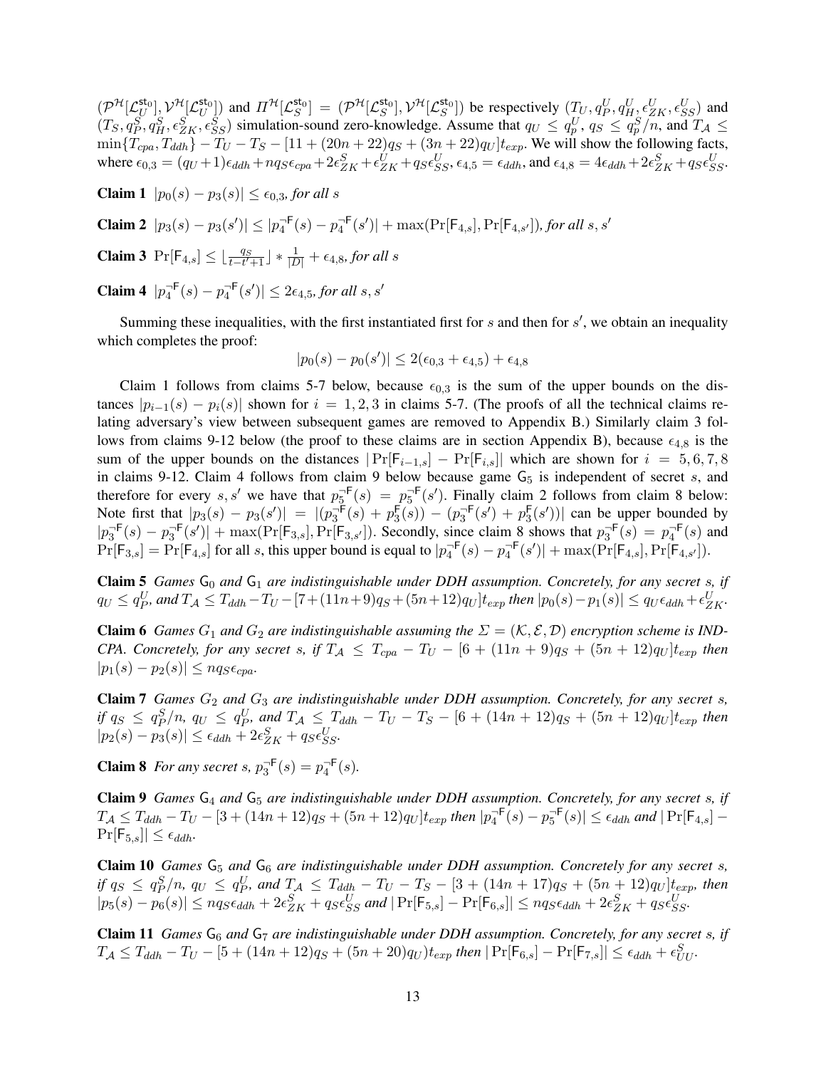$(\mathcal{P}^{\mathcal{H}}[\mathcal{L}_U^{\mathsf{st}_0}], \mathcal{V}^{\mathcal{H}}[\mathcal{L}_U^{\mathsf{st}_0}])$ and $\Pi^{\mathcal{H}}[\mathcal{L}_S^{\mathsf{st}_0}] = (\mathcal{P}^{\mathcal{H}}[\mathcal{L}_S^{\mathsf{st}_0}], \mathcal{V}^{\mathcal{H}}[\mathcal{L}_S^{\mathsf{st}_0}])$ be respectively $(T_U, q_P^U, q_H^U, \epsilon_{ZK}^U, \epsilon_{SS}^U)$ and $(T_S, q_P^S, q_H^S, \epsilon_{ZK}^S, \epsilon_{SS}^S)$ simulation-sound zero-knowledge. Assume that $q_U \leq q_p^U$, $q_S \leq q_p^S/n$, and $T_{\mathcal{A}} \leq \min\{T_{cpa}, T_{ddh}\} - T_U - T_S - [11 + (20n + 22)q_S + (3n + 22)q_U]t_{exp}$. We will show the following facts, where $\epsilon_{0,3} = (q_U + 1)\epsilon_{ddh} + nq_S\epsilon_{cpa} + 2\epsilon_{ZK}^S + \epsilon_{ZK}^U + q_S\epsilon_{SS}^U$, $\epsilon_{4,5} = \epsilon_{ddh}$, and $\epsilon_{4,8} = 4\epsilon_{ddh} + 2\epsilon_{ZK}^S + q_S\epsilon_{SS}^U$.

**Claim 1** *$|p_0(s) - p_3(s)| \leq \epsilon_{0,3}$, for all $s$*

**Claim 2** *$|p_3(s) - p_3(s')| \leq |p_4^{\neg \mathsf{F}}(s) - p_4^{\neg \mathsf{F}}(s')| + \max(\Pr[\mathsf{F}_{4,s}], \Pr[\mathsf{F}_{4,s'}])$, for all $s, s'$*

**Claim 3** *$\Pr[\mathsf{F}_{4,s}] \leq \lfloor \frac{q_S}{t - t' + 1} \rfloor * \frac{1}{|D|} + \epsilon_{4,8}$, for all $s$*

**Claim 4** *$|p_4^{\neg \mathsf{F}}(s) - p_4^{\neg \mathsf{F}}(s')| \leq 2\epsilon_{4,5}$, for all $s, s'$*

Summing these inequalities, with the first instantiated first for $s$ and then for $s'$, we obtain an inequality which completes the proof:

$$|p_0(s) - p_0(s')| \leq 2(\epsilon_{0,3} + \epsilon_{4,5}) + \epsilon_{4,8}$$

Claim 1 follows from claims 5-7 below, because $\epsilon_{0,3}$ is the sum of the upper bounds on the distances $|p_{i-1}(s) - p_i(s)|$ shown for $i = 1, 2, 3$ in claims 5-7. (The proofs of all the technical claims relating adversary's view between subsequent games are removed to Appendix B.) Similarly claim 3 follows from claims 9-12 below (the proof to these claims are in section Appendix B), because $\epsilon_{4,8}$ is the sum of the upper bounds on the distances $|\Pr[\mathsf{F}_{i-1,s}] - \Pr[\mathsf{F}_{i,s}]|$ which are shown for $i = 5, 6, 7, 8$ in claims 9-12. Claim 4 follows from claim 9 below because game $\mathsf{G}_5$ is independent of secret $s$, and therefore for every $s, s'$ we have that $p_5^{\neg \mathsf{F}}(s) = p_5^{\neg \mathsf{F}}(s')$. Finally claim 2 follows from claim 8 below: Note first that $|p_3(s) - p_3(s')| = |(p_3^{\neg \mathsf{F}}(s) + p_3^{\mathsf{F}}(s)) - (p_3^{\neg \mathsf{F}}(s') + p_3^{\mathsf{F}}(s'))|$ can be upper bounded by $|p_3^{\neg \mathsf{F}}(s) - p_3^{\neg \mathsf{F}}(s')| + \max(\Pr[\mathsf{F}_{3,s}], \Pr[\mathsf{F}_{3,s'}])$. Secondly, since claim 8 shows that $p_3^{\neg \mathsf{F}}(s) = p_4^{\neg \mathsf{F}}(s)$ and $\Pr[\mathsf{F}_{3,s}] = \Pr[\mathsf{F}_{4,s}]$ for all $s$, this upper bound is equal to $|p_4^{\neg \mathsf{F}}(s) - p_4^{\neg \mathsf{F}}(s')| + \max(\Pr[\mathsf{F}_{4,s}], \Pr[\mathsf{F}_{4,s'}])$.

**Claim 5** *Games $\mathsf{G}_0$ and $\mathsf{G}_1$ are indistinguishable under DDH assumption. Concretely, for any secret $s$, if $q_U \leq q_P^U$, and $T_{\mathcal{A}} \leq T_{ddh} - T_U - [7 + (11n + 9)q_S + (5n + 12)q_U]t_{exp}$ then $|p_0(s) - p_1(s)| \leq q_U\epsilon_{ddh} + \epsilon_{ZK}^U$.*

**Claim 6** *Games $G_1$ and $G_2$ are indistinguishable assuming the $\Sigma = (\mathcal{K}, \mathcal{E}, \mathcal{D})$ encryption scheme is IND-CPA. Concretely, for any secret $s$, if $T_{\mathcal{A}} \leq T_{cpa} - T_U - [6 + (11n + 9)q_S + (5n + 12)q_U]t_{exp}$ then $|p_1(s) - p_2(s)| \leq nq_S\epsilon_{cpa}$.*

**Claim 7** *Games $G_2$ and $G_3$ are indistinguishable under DDH assumption. Concretely, for any secret $s$, if $q_S \leq q_P^S/n$, $q_U \leq q_P^U$, and $T_{\mathcal{A}} \leq T_{ddh} - T_U - T_S - [6 + (14n + 12)q_S + (5n + 12)q_U]t_{exp}$ then $|p_2(s) - p_3(s)| \leq \epsilon_{ddh} + 2\epsilon_{ZK}^S + q_S\epsilon_{SS}^U$.*

**Claim 8** *For any secret $s$, $p_3^{\neg \mathsf{F}}(s) = p_4^{\neg \mathsf{F}}(s)$.*

**Claim 9** *Games $\mathsf{G}_4$ and $\mathsf{G}_5$ are indistinguishable under DDH assumption. Concretely, for any secret $s$, if $T_{\mathcal{A}} \leq T_{ddh} - T_U - [3 + (14n + 12)q_S + (5n + 12)q_U]t_{exp}$ then $|p_4^{\neg \mathsf{F}}(s) - p_5^{\neg \mathsf{F}}(s)| \leq \epsilon_{ddh}$ and $|\Pr[\mathsf{F}_{4,s}] - \Pr[\mathsf{F}_{5,s}]| \leq \epsilon_{ddh}$.*

**Claim 10** *Games $\mathsf{G}_5$ and $\mathsf{G}_6$ are indistinguishable under DDH assumption. Concretely for any secret $s$, if $q_S \leq q_P^S/n$, $q_U \leq q_P^U$, and $T_{\mathcal{A}} \leq T_{ddh} - T_U - T_S - [3 + (14n + 17)q_S + (5n + 12)q_U]t_{exp}$, then $|p_5(s) - p_6(s)| \leq nq_S\epsilon_{ddh} + 2\epsilon_{ZK}^S + q_S\epsilon_{SS}^U$ and $|\Pr[\mathsf{F}_{5,s}] - \Pr[\mathsf{F}_{6,s}]| \leq nq_S\epsilon_{ddh} + 2\epsilon_{ZK}^S + q_S\epsilon_{SS}^U$.*

**Claim 11** *Games $\mathsf{G}_6$ and $\mathsf{G}_7$ are indistinguishable under DDH assumption. Concretely, for any secret $s$, if $T_{\mathcal{A}} \leq T_{ddh} - T_U - [5 + (14n + 12)q_S + (5n + 20)q_U)t_{exp}$ then $|\Pr[\mathsf{F}_{6,s}] - \Pr[\mathsf{F}_{7,s}]| \leq \epsilon_{ddh} + \epsilon_{UU}^S$.*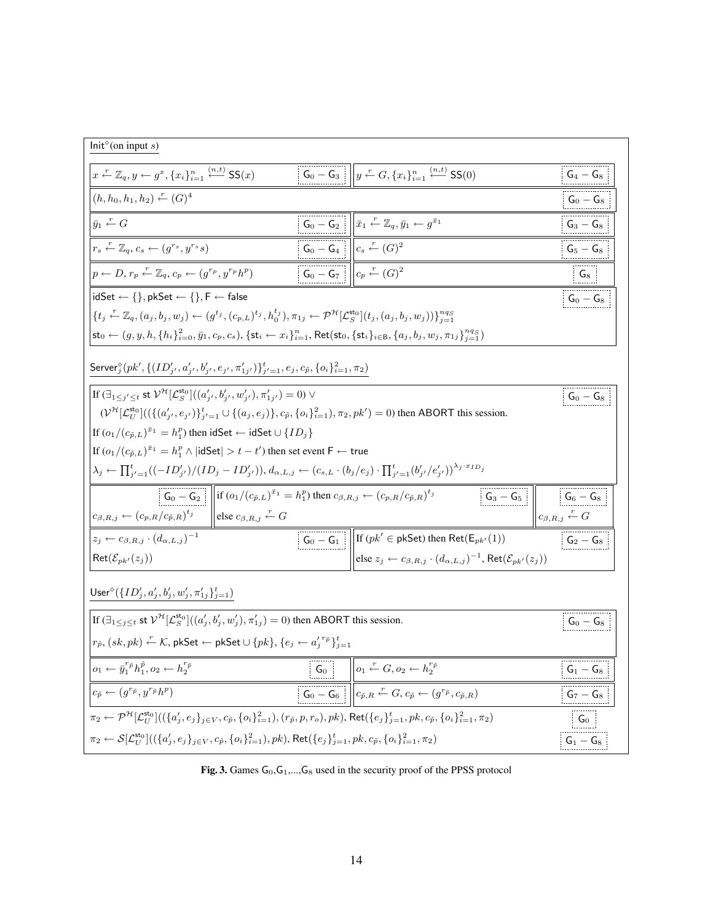**$\mathsf{Init}^\diamond$(on input $s$)**

| | | | |
|---|---|---|---|
| $x \xleftarrow{r} \mathbb{Z}_q, y \leftarrow g^x, \{x_i\}_{i=1}^n \xleftarrow{(n,t)} \mathsf{SS}(x)$ | $\mathsf{G}_0 - \mathsf{G}_3$ | $y \xleftarrow{r} G, \{x_i\}_{i=1}^n \xleftarrow{(n,t)} \mathsf{SS}(0)$ | $\mathsf{G}_4 - \mathsf{G}_8$ |
| $(h, h_0, h_1, h_2) \xleftarrow{r} (G)^4$ | | | $\mathsf{G}_0 - \mathsf{G}_8$ |
| $\bar{y}_1 \xleftarrow{r} G$ | $\mathsf{G}_0 - \mathsf{G}_2$ | $\bar{x}_1 \xleftarrow{r} \mathbb{Z}_q, \bar{y}_1 \leftarrow g^{\bar{x}_1}$ | $\mathsf{G}_3 - \mathsf{G}_8$ |
| $r_s \xleftarrow{r} \mathbb{Z}_q, c_s \leftarrow (g^{r_s}, y^{r_s} s)$ | $\mathsf{G}_0 - \mathsf{G}_4$ | $c_s \xleftarrow{r} (G)^2$ | $\mathsf{G}_5 - \mathsf{G}_8$ |
| $p \leftarrow D, r_p \xleftarrow{r} \mathbb{Z}_q, c_p \leftarrow (g^{r_p}, y^{r_p} h^p)$ | $\mathsf{G}_0 - \mathsf{G}_7$ | $c_p \xleftarrow{r} (G)^2$ | $\mathsf{G}_8$ |

$\mathsf{G}_0 - \mathsf{G}_8$:

$\mathsf{idSet} \leftarrow \{\}, \mathsf{pkSet} \leftarrow \{\}, \mathsf{F} \leftarrow \mathsf{false}$

$\{t_j \xleftarrow{r} \mathbb{Z}_q, (a_j, b_j, w_j) \leftarrow (g^{t_j}, (c_{p,L})^{t_j}, h_0^{t_j}), \pi_{1j} \leftarrow \mathcal{P}^{\mathcal{H}}[\mathcal{L}_S^{\mathsf{st}_0}](t_j, (a_j, b_j, w_j))\}_{j=1}^{nq_S}$

$\mathsf{st}_0 \leftarrow (g, y, h, \{h_i\}_{i=0}^2, \bar{y}_1, c_p, c_s), \{\mathsf{st}_i \leftarrow x_i\}_{i=1}^n, \mathsf{Ret}(\mathsf{st}_0, \{\mathsf{st}_i\}_{i \in \mathsf{B}}, \{a_j, b_j, w_j, \pi_{1j}\}_{j=1}^{nq_S})$

**$\mathsf{Server}_j^\diamond(pk', \{(ID'_{j'}, a'_{j'}, b'_{j'}, e_{j'}, \pi'_{1j'})\}_{j'=1}^t, e_j, c_{\tilde{p}}, \{o_i\}_{i=1}^2, \pi_2)$**

$\mathsf{G}_0 - \mathsf{G}_8$:

If $(\exists_{1 \le j' \le t}$ st $\mathcal{V}^{\mathcal{H}}[\mathcal{L}_S^{\mathsf{st}_0}]((a'_{j'}, b'_{j'}, w'_{j'}), \pi'_{1j'}) = 0) \vee$
$(\mathcal{V}^{\mathcal{H}}[\mathcal{L}_U^{\mathsf{st}_0}]((\{(a'_{j'}, e_{j'})\}_{j'=1}^t \cup \{(a_j, e_j)\}, c_{\tilde{p}}, \{o_i\}_{i=1}^2), \pi_2, pk') = 0)$ then ABORT this session.

If $(o_1/(c_{\tilde{p},L})^{\bar{x}_1} = h_1^p)$ then $\mathsf{idSet} \leftarrow \mathsf{idSet} \cup \{ID_j\}$

If $(o_1/(c_{\tilde{p},L})^{\bar{x}_1} = h_1^p \wedge |\mathsf{idSet}| > t - t')$ then set event $\mathsf{F} \leftarrow \mathsf{true}$

$\lambda_j \leftarrow \prod_{j'=1}^t((-ID'_{j'})/(ID_j - ID'_{j'})), d_{\alpha,L,j} \leftarrow (c_{s,L} \cdot (b_j/e_j) \cdot \prod_{j'=1}^t (b'_{j'}/e'_{j'}))^{\lambda_j \cdot x_{ID_j}}$

| | | |
|---|---|---|
| $\mathsf{G}_0 - \mathsf{G}_2$: $c_{\beta,R,j} \leftarrow (c_{p,R}/c_{\tilde{p},R})^{t_j}$ | $\mathsf{G}_3 - \mathsf{G}_5$: if $(o_1/(c_{\tilde{p},L})^{\bar{x}_1} = h_1^p)$ then $c_{\beta,R,j} \leftarrow (c_{p,R}/c_{\tilde{p},R})^{t_j}$ else $c_{\beta,R,j} \xleftarrow{r} G$ | $\mathsf{G}_6 - \mathsf{G}_8$: $c_{\beta,R,j} \xleftarrow{r} G$ |

| | | | |
|---|---|---|---|
| $z_j \leftarrow c_{\beta,R,j} \cdot (d_{\alpha,L,j})^{-1}$ <br> $\mathsf{Ret}(\mathcal{E}_{pk'}(z_j))$ | $\mathsf{G}_0 - \mathsf{G}_1$ | If $(pk' \in \mathsf{pkSet})$ then $\mathsf{Ret}(\mathsf{E}_{pk'}(1))$ <br> else $z_j \leftarrow c_{\beta,R,j} \cdot (d_{\alpha,L,j})^{-1}, \mathsf{Ret}(\mathcal{E}_{pk'}(z_j))$ | $\mathsf{G}_2 - \mathsf{G}_8$ |

**$\mathsf{User}^\diamond(\{ID'_j, a'_j, b'_j, w'_j, \pi'_{1j}\}_{j=1}^t)$**

$\mathsf{G}_0 - \mathsf{G}_8$:

If $(\exists_{1 \le j \le t}$ st $\mathcal{V}^{\mathcal{H}}[\mathcal{L}_S^{\mathsf{st}_0}]((a'_j, b'_j, w'_j), \pi'_{1j}) = 0)$ then ABORT this session.

$r_{\tilde{p}}, (sk, pk) \xleftarrow{r} \mathcal{K}, \mathsf{pkSet} \leftarrow \mathsf{pkSet} \cup \{pk\}, \{e_j \leftarrow a_j'^{r_{\tilde{p}}}\}_{j=1}^t$

| | | | |
|---|---|---|---|
| $o_1 \leftarrow \bar{y}_1^{r_{\tilde{p}}} h_1^{\tilde{p}}, o_2 \leftarrow h_2^{r_{\tilde{p}}}$ | $\mathsf{G}_0$ | $o_1 \xleftarrow{r} G, o_2 \leftarrow h_2^{r_{\tilde{p}}}$ | $\mathsf{G}_1 - \mathsf{G}_8$ |
| $c_{\tilde{p}} \leftarrow (g^{r_{\tilde{p}}}, y^{r_{\tilde{p}}} h^p)$ | $\mathsf{G}_0 - \mathsf{G}_6$ | $c_{\tilde{p},R} \xleftarrow{r} G, c_{\tilde{p}} \leftarrow (g^{r_{\tilde{p}}}, c_{\tilde{p},R})$ | $\mathsf{G}_7 - \mathsf{G}_8$ |

$\pi_2 \leftarrow \mathcal{P}^{\mathcal{H}}[\mathcal{L}_U^{\mathsf{st}_0}]((\{a'_j, e_j\}_{j \in V}, c_{\tilde{p}}, \{o_i\}_{i=1}^2), (r_{\tilde{p}}, p, r_o), pk), \mathsf{Ret}(\{e_j\}_{j=1}^t, pk, c_{\tilde{p}}, \{o_i\}_{i=1}^2, \pi_2)$ — $\mathsf{G}_0$

$\pi_2 \leftarrow \mathcal{S}[\mathcal{L}_U^{\mathsf{st}_0}]((\{a'_j, e_j\}_{j \in V}, c_{\tilde{p}}, \{o_i\}_{i=1}^2), pk), \mathsf{Ret}(\{e_j\}_{j=1}^t, pk, c_{\tilde{p}}, \{o_i\}_{i=1}^2, \pi_2)$ — $\mathsf{G}_1 - \mathsf{G}_8$

**Fig. 3.** Games $\mathsf{G}_0, \mathsf{G}_1, \ldots, \mathsf{G}_8$ used in the security proof of the PPSS protocol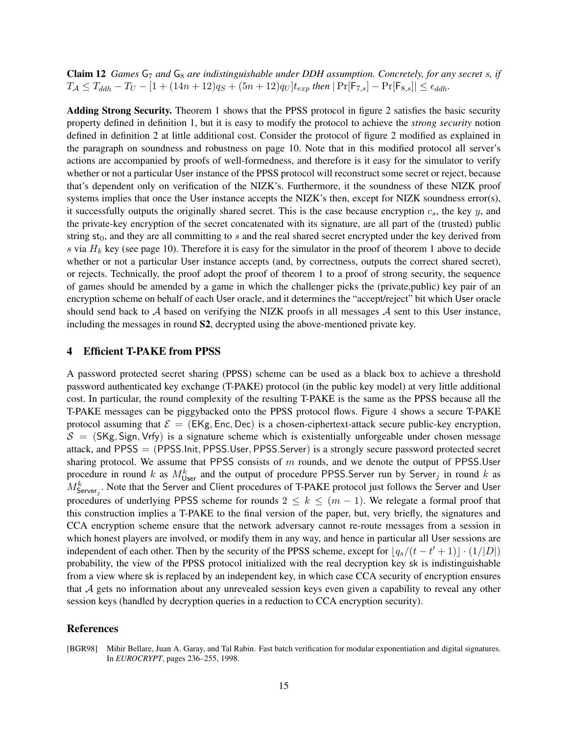**Claim 12** *Games $\mathsf{G}_7$ and $\mathsf{G}_8$ are indistinguishable under DDH assumption. Concretely, for any secret $s$, if $T_\mathcal{A} \leq T_{ddh} - T_U - [1 + (14n + 12)q_S + (5n + 12)q_U]t_{exp}$ then $|\Pr[\mathsf{F}_{7,s}] - \Pr[\mathsf{F}_{8,s}]| \leq \epsilon_{ddh}$.*

**Adding Strong Security.** Theorem 1 shows that the PPSS protocol in figure 2 satisfies the basic security property defined in definition 1, but it is easy to modify the protocol to achieve the *strong security* notion defined in definition 2 at little additional cost. Consider the protocol of figure 2 modified as explained in the paragraph on soundness and robustness on page 10. Note that in this modified protocol all server's actions are accompanied by proofs of well-formedness, and therefore is it easy for the simulator to verify whether or not a particular User instance of the PPSS protocol will reconstruct some secret or reject, because that's dependent only on verification of the NIZK's. Furthermore, it the soundness of these NIZK proof systems implies that once the User instance accepts the NIZK's then, except for NIZK soundness error(s), it successfully outputs the originally shared secret. This is the case because encryption $c_s$, the key $y$, and the private-key encryption of the secret concatenated with its signature, are all part of the (trusted) public string $\mathsf{st}_0$, and they are all committing to $s$ and the real shared secret encrypted under the key derived from $s$ via $H_k$ key (see page 10). Therefore it is easy for the simulator in the proof of theorem 1 above to decide whether or not a particular User instance accepts (and, by correctness, outputs the correct shared secret), or rejects. Technically, the proof adopt the proof of theorem 1 to a proof of strong security, the sequence of games should be amended by a game in which the challenger picks the (private,public) key pair of an encryption scheme on behalf of each User oracle, and it determines the "accept/reject" bit which User oracle should send back to $\mathcal{A}$ based on verifying the NIZK proofs in all messages $\mathcal{A}$ sent to this User instance, including the messages in round **S2**, decrypted using the above-mentioned private key.

## 4 Efficient T-PAKE from PPSS

A password protected secret sharing (PPSS) scheme can be used as a black box to achieve a threshold password authenticated key exchange (T-PAKE) protocol (in the public key model) at very little additional cost. In particular, the round complexity of the resulting T-PAKE is the same as the PPSS because all the T-PAKE messages can be piggybacked onto the PPSS protocol flows. Figure 4 shows a secure T-PAKE protocol assuming that $\mathcal{E} = (\mathsf{EKg}, \mathsf{Enc}, \mathsf{Dec})$ is a chosen-ciphertext-attack secure public-key encryption, $\mathcal{S} = (\mathsf{SKg}, \mathsf{Sign}, \mathsf{Vrfy})$ is a signature scheme which is existentially unforgeable under chosen message attack, and $\mathsf{PPSS} = (\mathsf{PPSS.Init}, \mathsf{PPSS.User}, \mathsf{PPSS.Server})$ is a strongly secure password protected secret sharing protocol. We assume that PPSS consists of $m$ rounds, and we denote the output of PPSS.User procedure in round $k$ as $M^k_{\mathsf{User}}$ and the output of procedure PPSS.Server run by $\mathsf{Server}_j$ in round $k$ as $M^k_{\mathsf{Server}_j}$. Note that the Server and Client procedures of T-PAKE protocol just follows the Server and User procedures of underlying PPSS scheme for rounds $2 \leq k \leq (m-1)$. We relegate a formal proof that this construction implies a T-PAKE to the final version of the paper, but, very briefly, the signatures and CCA encryption scheme ensure that the network adversary cannot re-route messages from a session in which honest players are involved, or modify them in any way, and hence in particular all User sessions are independent of each other. Then by the security of the PPSS scheme, except for $\lfloor q_s/(t - t' + 1) \rfloor \cdot (1/|D|)$ probability, the view of the PPSS protocol initialized with the real decryption key $\mathsf{sk}$ is indistinguishable from a view where $\mathsf{sk}$ is replaced by an independent key, in which case CCA security of encryption ensures that $\mathcal{A}$ gets no information about any unrevealed session keys even given a capability to reveal any other session keys (handled by decryption queries in a reduction to CCA encryption security).

## References

[BGR98] Mihir Bellare, Juan A. Garay, and Tal Rabin. Fast batch verification for modular exponentiation and digital signatures. In *EUROCRYPT*, pages 236–255, 1998.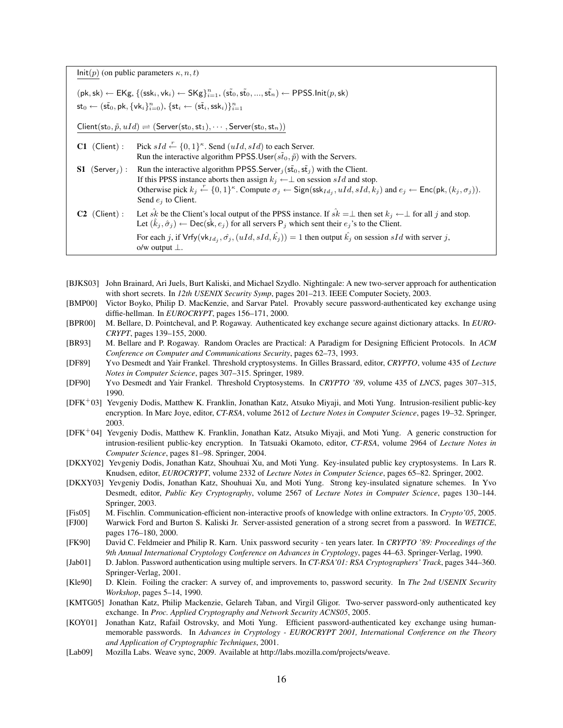$\underline{\mathsf{Init}(p)}$ (on public parameters $\kappa, n, t$)

$(\mathsf{pk}, \mathsf{sk}) \leftarrow \mathsf{EKg}$, $\{(\mathsf{ssk}_i, \mathsf{vk}_i) \leftarrow \mathsf{SKg}\}_{i=1}^{n}$, $(\tilde{\mathsf{st}}_0, \tilde{\mathsf{st}}_0, ..., \tilde{\mathsf{st}}_n) \leftarrow \mathsf{PPSS.Init}(p, \mathsf{sk})$

$\mathsf{st}_0 \leftarrow (\tilde{\mathsf{st}}_0, \mathsf{pk}, \{\mathsf{vk}_i\}_{i=0}^{n})$, $\{\mathsf{st}_i \leftarrow (\tilde{\mathsf{st}}_i, \mathsf{ssk}_i)\}_{i=1}^{n}$

$\underline{\mathsf{Client}(\mathsf{st}_0, \tilde{p}, uId) \rightleftharpoons (\mathsf{Server}(\mathsf{st}_0, \mathsf{st}_1), \cdots, \mathsf{Server}(\mathsf{st}_0, \mathsf{st}_n))}$

**C1** (Client) : Pick $sId \xleftarrow{r} \{0,1\}^{\kappa}$. Send $(uId, sId)$ to each Server.
Run the interactive algorithm $\mathsf{PPSS.User}(\tilde{st_0}, \tilde{p})$ with the Servers.

**S1** ($\mathsf{Server}_j$) : Run the interactive algorithm $\mathsf{PPSS.Server}_j(\tilde{\mathsf{st}}_0, \tilde{\mathsf{st}}_j)$ with the Client.
If this PPSS instance aborts then assign $k_j \leftarrow \perp$ on session $sId$ and stop.
Otherwise pick $k_j \xleftarrow{r} \{0,1\}^{\kappa}$. Compute $\sigma_j \leftarrow \mathsf{Sign}(\mathsf{ssk}_{Id_j}, uId, sId, k_j)$ and $e_j \leftarrow \mathsf{Enc}(\mathsf{pk}, (k_j, \sigma_j))$.
Send $e_j$ to Client.

**C2** (Client) : Let $\hat{sk}$ be the Client's local output of the PPSS instance. If $\hat{sk} = \perp$ then set $k_j \leftarrow \perp$ for all $j$ and stop.
Let $(\hat{k}_j, \hat{\sigma}_j) \leftarrow \mathsf{Dec}(\hat{\mathsf{sk}}, e_j)$ for all servers $\mathsf{P}_j$ which sent their $e_j$'s to the Client.
For each $j$, if $\mathsf{Vrfy}(\mathsf{vk}_{Id_j}, \hat{\sigma_j}, (uId, sId, \hat{k_j})) = 1$ then output $\hat{k_j}$ on session $sId$ with server $j$,
o/w output $\perp$.

[BJKS03] John Brainard, Ari Juels, Burt Kaliski, and Michael Szydlo. Nightingale: A new two-server approach for authentication with short secrets. In *12th USENIX Security Symp*, pages 201–213. IEEE Computer Society, 2003.

[BMP00] Victor Boyko, Philip D. MacKenzie, and Sarvar Patel. Provably secure password-authenticated key exchange using diffie-hellman. In *EUROCRYPT*, pages 156–171, 2000.

[BPR00] M. Bellare, D. Pointcheval, and P. Rogaway. Authenticated key exchange secure against dictionary attacks. In *EUROCRYPT*, pages 139–155, 2000.

[BR93] M. Bellare and P. Rogaway. Random Oracles are Practical: A Paradigm for Designing Efficient Protocols. In *ACM Conference on Computer and Communications Security*, pages 62–73, 1993.

[DF89] Yvo Desmedt and Yair Frankel. Threshold cryptosystems. In Gilles Brassard, editor, *CRYPTO*, volume 435 of *Lecture Notes in Computer Science*, pages 307–315. Springer, 1989.

[DF90] Yvo Desmedt and Yair Frankel. Threshold Cryptosystems. In *CRYPTO '89*, volume 435 of *LNCS*, pages 307–315, 1990.

[DFK+03] Yevgeniy Dodis, Matthew K. Franklin, Jonathan Katz, Atsuko Miyaji, and Moti Yung. Intrusion-resilient public-key encryption. In Marc Joye, editor, *CT-RSA*, volume 2612 of *Lecture Notes in Computer Science*, pages 19–32. Springer, 2003.

[DFK+04] Yevgeniy Dodis, Matthew K. Franklin, Jonathan Katz, Atsuko Miyaji, and Moti Yung. A generic construction for intrusion-resilient public-key encryption. In Tatsuaki Okamoto, editor, *CT-RSA*, volume 2964 of *Lecture Notes in Computer Science*, pages 81–98. Springer, 2004.

[DKXY02] Yevgeniy Dodis, Jonathan Katz, Shouhuai Xu, and Moti Yung. Key-insulated public key cryptosystems. In Lars R. Knudsen, editor, *EUROCRYPT*, volume 2332 of *Lecture Notes in Computer Science*, pages 65–82. Springer, 2002.

[DKXY03] Yevgeniy Dodis, Jonathan Katz, Shouhuai Xu, and Moti Yung. Strong key-insulated signature schemes. In Yvo Desmedt, editor, *Public Key Cryptography*, volume 2567 of *Lecture Notes in Computer Science*, pages 130–144. Springer, 2003.

[Fis05] M. Fischlin. Communication-efficient non-interactive proofs of knowledge with online extractors. In *Crypto'05*, 2005.

[FJ00] Warwick Ford and Burton S. Kaliski Jr. Server-assisted generation of a strong secret from a password. In *WETICE*, pages 176–180, 2000.

[FK90] David C. Feldmeier and Philip R. Karn. Unix password security - ten years later. In *CRYPTO '89: Proceedings of the 9th Annual International Cryptology Conference on Advances in Cryptology*, pages 44–63. Springer-Verlag, 1990.

[Jab01] D. Jablon. Password authentication using multiple servers. In *CT-RSA'01: RSA Cryptographers' Track*, pages 344–360. Springer-Verlag, 2001.

[Kle90] D. Klein. Foiling the cracker: A survey of, and improvements to, password security. In *The 2nd USENIX Security Workshop*, pages 5–14, 1990.

[KMTG05] Jonathan Katz, Philip Mackenzie, Gelareh Taban, and Virgil Gligor. Two-server password-only authenticated key exchange. In *Proc. Applied Cryptography and Network Security ACNS05*, 2005.

[KOY01] Jonathan Katz, Rafail Ostrovsky, and Moti Yung. Efficient password-authenticated key exchange using human-memorable passwords. In *Advances in Cryptology - EUROCRYPT 2001, International Conference on the Theory and Application of Cryptographic Techniques*, 2001.

[Lab09] Mozilla Labs. Weave sync, 2009. Available at http://labs.mozilla.com/projects/weave.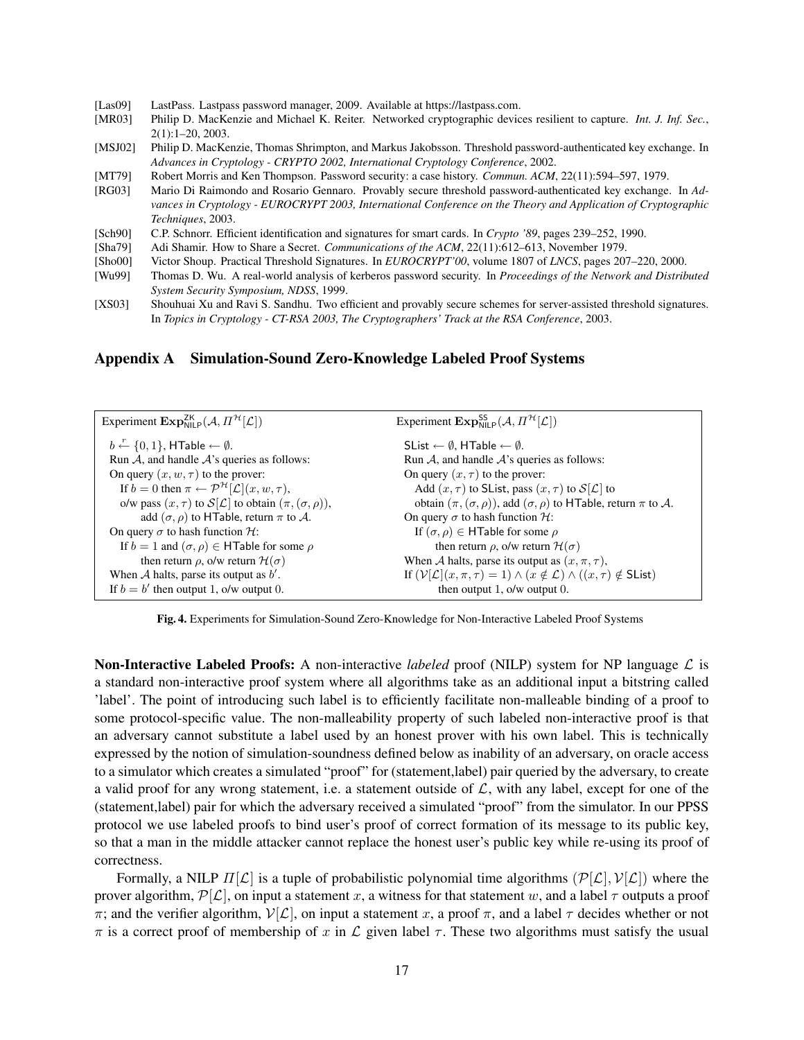[Las09] LastPass. Lastpass password manager, 2009. Available at https://lastpass.com.

[MR03] Philip D. MacKenzie and Michael K. Reiter. Networked cryptographic devices resilient to capture. *Int. J. Inf. Sec.*, 2(1):1–20, 2003.

[MSJ02] Philip D. MacKenzie, Thomas Shrimpton, and Markus Jakobsson. Threshold password-authenticated key exchange. In *Advances in Cryptology - CRYPTO 2002, International Cryptology Conference*, 2002.

[MT79] Robert Morris and Ken Thompson. Password security: a case history. *Commun. ACM*, 22(11):594–597, 1979.

[RG03] Mario Di Raimondo and Rosario Gennaro. Provably secure threshold password-authenticated key exchange. In *Advances in Cryptology - EUROCRYPT 2003, International Conference on the Theory and Application of Cryptographic Techniques*, 2003.

[Sch90] C.P. Schnorr. Efficient identification and signatures for smart cards. In *Crypto '89*, pages 239–252, 1990.

[Sha79] Adi Shamir. How to Share a Secret. *Communications of the ACM*, 22(11):612–613, November 1979.

[Sho00] Victor Shoup. Practical Threshold Signatures. In *EUROCRYPT'00*, volume 1807 of *LNCS*, pages 207–220, 2000.

[Wu99] Thomas D. Wu. A real-world analysis of kerberos password security. In *Proceedings of the Network and Distributed System Security Symposium, NDSS*, 1999.

[XS03] Shouhuai Xu and Ravi S. Sandhu. Two efficient and provably secure schemes for server-assisted threshold signatures. In *Topics in Cryptology - CT-RSA 2003, The Cryptographers' Track at the RSA Conference*, 2003.

## Appendix A Simulation-Sound Zero-Knowledge Labeled Proof Systems

| Experiment $\mathbf{Exp}^{\mathsf{ZK}}_{\mathsf{NILP}}(\mathcal{A}, \Pi^{\mathcal{H}}[\mathcal{L}])$ | Experiment $\mathbf{Exp}^{\mathsf{SS}}_{\mathsf{NILP}}(\mathcal{A}, \Pi^{\mathcal{H}}[\mathcal{L}])$ |
|---|---|
| $b \xleftarrow{r} \{0,1\}$, $\mathsf{HTable} \leftarrow \emptyset$. | $\mathsf{SList} \leftarrow \emptyset$, $\mathsf{HTable} \leftarrow \emptyset$. |
| Run $\mathcal{A}$, and handle $\mathcal{A}$'s queries as follows: | Run $\mathcal{A}$, and handle $\mathcal{A}$'s queries as follows: |
| On query $(x, w, \tau)$ to the prover: | On query $(x, \tau)$ to the prover: |
| If $b = 0$ then $\pi \leftarrow \mathcal{P}^{\mathcal{H}}[\mathcal{L}](x, w, \tau)$, | Add $(x, \tau)$ to $\mathsf{SList}$, pass $(x, \tau)$ to $\mathcal{S}[\mathcal{L}]$ to |
| o/w pass $(x, \tau)$ to $\mathcal{S}[\mathcal{L}]$ to obtain $(\pi, (\sigma, \rho))$, | obtain $(\pi, (\sigma, \rho))$, add $(\sigma, \rho)$ to $\mathsf{HTable}$, return $\pi$ to $\mathcal{A}$. |
| add $(\sigma, \rho)$ to $\mathsf{HTable}$, return $\pi$ to $\mathcal{A}$. | On query $\sigma$ to hash function $\mathcal{H}$: |
| On query $\sigma$ to hash function $\mathcal{H}$: | If $(\sigma, \rho) \in \mathsf{HTable}$ for some $\rho$ |
| If $b = 1$ and $(\sigma, \rho) \in \mathsf{HTable}$ for some $\rho$ | then return $\rho$, o/w return $\mathcal{H}(\sigma)$ |
| then return $\rho$, o/w return $\mathcal{H}(\sigma)$ | When $\mathcal{A}$ halts, parse its output as $(x, \pi, \tau)$, |
| When $\mathcal{A}$ halts, parse its output as $b'$. | If $(\mathcal{V}[\mathcal{L}](x, \pi, \tau) = 1) \wedge (x \notin \mathcal{L}) \wedge ((x, \tau) \notin \mathsf{SList})$ |
| If $b = b'$ then output 1, o/w output 0. | then output 1, o/w output 0. |

**Fig. 4.** Experiments for Simulation-Sound Zero-Knowledge for Non-Interactive Labeled Proof Systems

**Non-Interactive Labeled Proofs:** A non-interactive *labeled* proof (NILP) system for NP language $\mathcal{L}$ is a standard non-interactive proof system where all algorithms take as an additional input a bitstring called 'label'. The point of introducing such label is to efficiently facilitate non-malleable binding of a proof to some protocol-specific value. The non-malleability property of such labeled non-interactive proof is that an adversary cannot substitute a label used by an honest prover with his own label. This is technically expressed by the notion of simulation-soundness defined below as inability of an adversary, on oracle access to a simulator which creates a simulated "proof" for (statement,label) pair queried by the adversary, to create a valid proof for any wrong statement, i.e. a statement outside of $\mathcal{L}$, with any label, except for one of the (statement,label) pair for which the adversary received a simulated "proof" from the simulator. In our PPSS protocol we use labeled proofs to bind user's proof of correct formation of its message to its public key, so that a man in the middle attacker cannot replace the honest user's public key while re-using its proof of correctness.

Formally, a NILP $\Pi[\mathcal{L}]$ is a tuple of probabilistic polynomial time algorithms $(\mathcal{P}[\mathcal{L}], \mathcal{V}[\mathcal{L}])$ where the prover algorithm, $\mathcal{P}[\mathcal{L}]$, on input a statement $x$, a witness for that statement $w$, and a label $\tau$ outputs a proof $\pi$; and the verifier algorithm, $\mathcal{V}[\mathcal{L}]$, on input a statement $x$, a proof $\pi$, and a label $\tau$ decides whether or not $\pi$ is a correct proof of membership of $x$ in $\mathcal{L}$ given label $\tau$. These two algorithms must satisfy the usual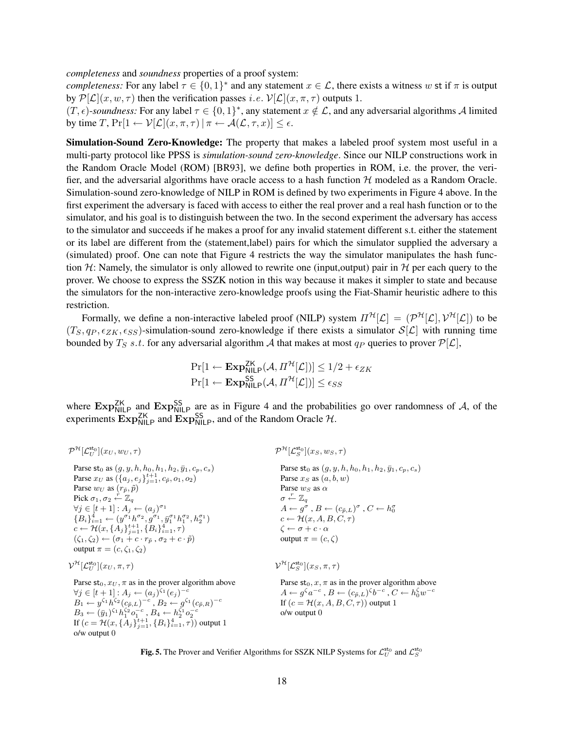*completeness* and *soundness* properties of a proof system:

*completeness:* For any label $\tau \in \{0,1\}^*$ and any statement $x \in \mathcal{L}$, there exists a witness $w$ st if $\pi$ is output by $\mathcal{P}[\mathcal{L}](x, w, \tau)$ then the verification passes *i.e.* $\mathcal{V}[\mathcal{L}](x, \pi, \tau)$ outputs 1.

$(T, \epsilon)$*-soundness:* For any label $\tau \in \{0,1\}^*$, any statement $x \notin \mathcal{L}$, and any adversarial algorithms $\mathcal{A}$ limited by time $T$, $\Pr[1 \leftarrow \mathcal{V}[\mathcal{L}](x, \pi, \tau) \mid \pi \leftarrow \mathcal{A}(\mathcal{L}, \tau, x)] \leq \epsilon$.

**Simulation-Sound Zero-Knowledge:** The property that makes a labeled proof system most useful in a multi-party protocol like PPSS is *simulation-sound zero-knowledge*. Since our NILP constructions work in the Random Oracle Model (ROM) [BR93], we define both properties in ROM, i.e. the prover, the verifier, and the adversarial algorithms have oracle access to a hash function $\mathcal{H}$ modeled as a Random Oracle. Simulation-sound zero-knowledge of NILP in ROM is defined by two experiments in Figure 4 above. In the first experiment the adversary is faced with access to either the real prover and a real hash function or to the simulator, and his goal is to distinguish between the two. In the second experiment the adversary has access to the simulator and succeeds if he makes a proof for any invalid statement different s.t. either the statement or its label are different from the (statement,label) pairs for which the simulator supplied the adversary a (simulated) proof. One can note that Figure 4 restricts the way the simulator manipulates the hash function $\mathcal{H}$: Namely, the simulator is only allowed to rewrite one (input,output) pair in $\mathcal{H}$ per each query to the prover. We choose to express the SSZK notion in this way because it makes it simpler to state and because the simulators for the non-interactive zero-knowledge proofs using the Fiat-Shamir heuristic adhere to this restriction.

Formally, we define a non-interactive labeled proof (NILP) system $\Pi^{\mathcal{H}}[\mathcal{L}] = (\mathcal{P}^{\mathcal{H}}[\mathcal{L}], \mathcal{V}^{\mathcal{H}}[\mathcal{L}])$ to be $(T_S, q_P, \epsilon_{ZK}, \epsilon_{SS})$-simulation-sound zero-knowledge if there exists a simulator $\mathcal{S}[\mathcal{L}]$ with running time bounded by $T_S$ *s.t.* for any adversarial algorithm $\mathcal{A}$ that makes at most $q_P$ queries to prover $\mathcal{P}[\mathcal{L}]$,

$$\Pr[1 \leftarrow \mathbf{Exp}^{\mathsf{ZK}}_{\mathsf{NILP}}(\mathcal{A}, \Pi^{\mathcal{H}}[\mathcal{L}])] \leq 1/2 + \epsilon_{ZK}$$
$$\Pr[1 \leftarrow \mathbf{Exp}^{\mathsf{SS}}_{\mathsf{NILP}}(\mathcal{A}, \Pi^{\mathcal{H}}[\mathcal{L}])] \leq \epsilon_{SS}$$

where $\mathbf{Exp}^{\mathsf{ZK}}_{\mathsf{NILP}}$ and $\mathbf{Exp}^{\mathsf{SS}}_{\mathsf{NILP}}$ are as in Figure 4 and the probabilities go over randomness of $\mathcal{A}$, of the experiments $\mathbf{Exp}^{\mathsf{ZK}}_{\mathsf{NILP}}$ and $\mathbf{Exp}^{\mathsf{SS}}_{\mathsf{NILP}}$, and of the Random Oracle $\mathcal{H}$.

$\mathcal{P}^{\mathcal{H}}[\mathcal{L}_U^{\mathsf{st}_0}](x_U, w_U, \tau)$

- Parse $\mathsf{st}_0$ as $(g, y, h, h_0, h_1, h_2, \bar{y}_1, c_p, c_s)$
- Parse $x_U$ as $(\{a_j, e_j\}_{j=1}^{t+1}, c_{\tilde{p}}, o_1, o_2)$
- Parse $w_U$ as $(r_{\tilde{p}}, \tilde{p})$
- Pick $\sigma_1, \sigma_2 \xleftarrow{r} \mathbb{Z}_q$
- $\forall j \in [t+1] : A_j \leftarrow (a_j)^{\sigma_1}$
- $\{B_i\}_{i=1}^4 \leftarrow (y^{\sigma_1} h^{\sigma_2}, g^{\sigma_1}, \bar{y}_1^{\sigma_1} h_1^{\sigma_2}, h_2^{\sigma_1})$
- $c \leftarrow \mathcal{H}(x, \{A_j\}_{j=1}^{t+1}, \{B_i\}_{i=1}^4, \tau)$
- $(\zeta_1, \zeta_2) \leftarrow (\sigma_1 + c \cdot r_{\tilde{p}}, \sigma_2 + c \cdot \tilde{p})$
- output $\pi = (c, \zeta_1, \zeta_2)$

$\mathcal{V}^{\mathcal{H}}[\mathcal{L}_U^{\mathsf{st}_0}](x_U, \pi, \tau)$

- Parse $\mathsf{st}_0, x_U, \pi$ as in the prover algorithm above
- $\forall j \in [t+1] : A_j \leftarrow (a_j)^{\zeta_1}(e_j)^{-c}$
- $B_1 \leftarrow y^{\zeta_1} h^{\zeta_2} (c_{\tilde{p},L})^{-c}$, $B_2 \leftarrow g^{\zeta_1} (c_{\tilde{p},R})^{-c}$
- $B_3 \leftarrow (\bar{y}_1)^{\zeta_1} h_1^{\zeta_2} o_1^{-c}$, $B_4 \leftarrow h_2^{\zeta_1} o_2^{-c}$
- If $(c = \mathcal{H}(x, \{A_j\}_{j=1}^{t+1}, \{B_i\}_{i=1}^4, \tau))$ output 1
- o/w output 0

$\mathcal{P}^{\mathcal{H}}[\mathcal{L}_S^{\mathsf{st}_0}](x_S, w_S, \tau)$

- Parse $\mathsf{st}_0$ as $(g, y, h, h_0, h_1, h_2, \bar{y}_1, c_p, c_s)$
- Parse $x_S$ as $(a, b, w)$
- Parse $w_S$ as $\alpha$
- $\sigma \xleftarrow{r} \mathbb{Z}_q$
- $A \leftarrow g^{\sigma}$, $B \leftarrow (c_{\tilde{p},L})^{\sigma}$, $C \leftarrow h_0^{\sigma}$
- $c \leftarrow \mathcal{H}(x, A, B, C, \tau)$
- $\zeta \leftarrow \sigma + c \cdot \alpha$
- output $\pi = (c, \zeta)$

$\mathcal{V}^{\mathcal{H}}[\mathcal{L}_S^{\mathsf{st}_0}](x_S, \pi, \tau)$

- Parse $\mathsf{st}_0, x, \pi$ as in the prover algorithm above
- $A \leftarrow g^{\zeta} a^{-c}$, $B \leftarrow (c_{\tilde{p},L})^{\zeta} b^{-c}$, $C \leftarrow h_0^{\zeta} w^{-c}$
- If $(c = \mathcal{H}(x, A, B, C, \tau))$ output 1
- o/w output 0

**Fig. 5.** The Prover and Verifier Algorithms for SSZK NILP Systems for $\mathcal{L}_U^{\mathsf{st}_0}$ and $\mathcal{L}_S^{\mathsf{st}_0}$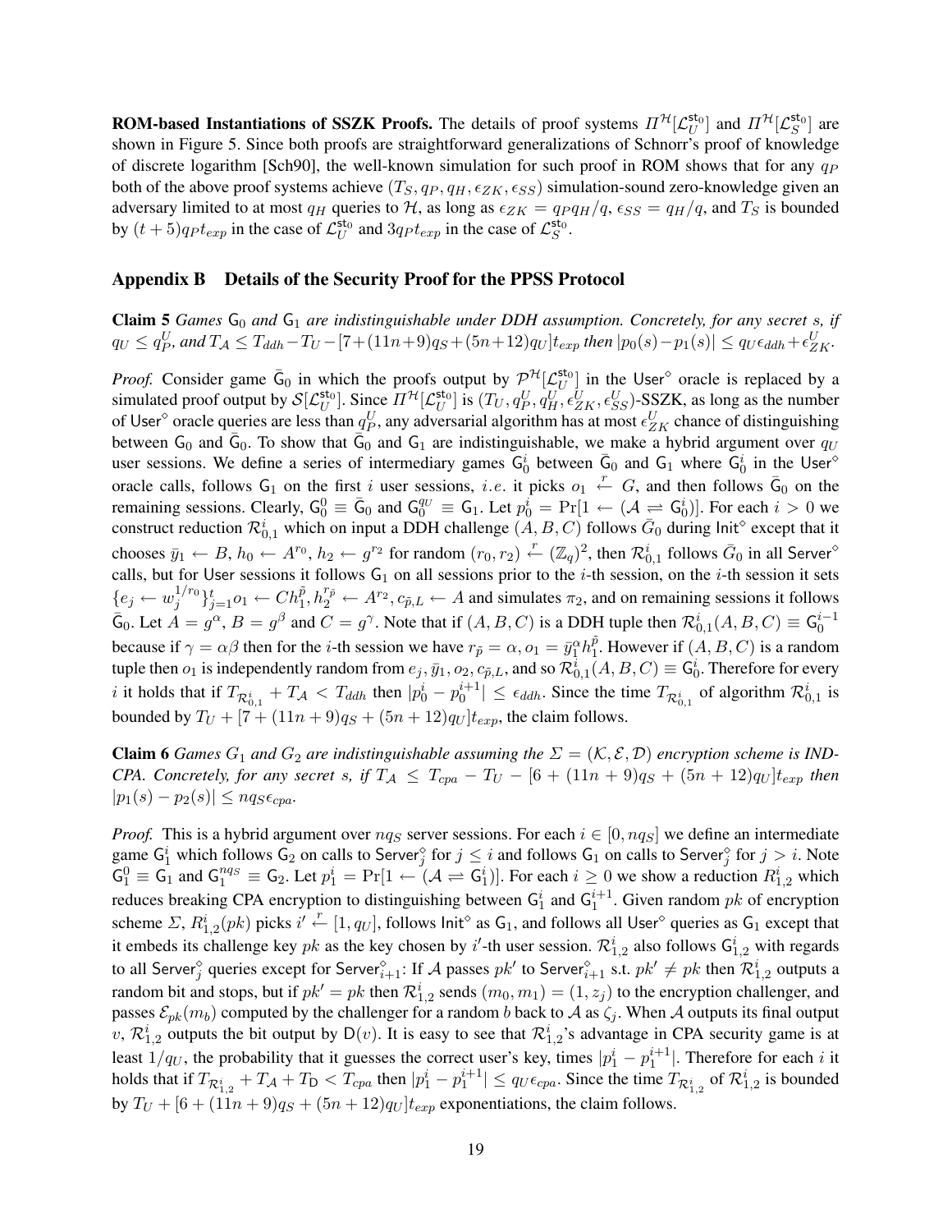**ROM-based Instantiations of SSZK Proofs.** The details of proof systems $\Pi^{\mathcal{H}}[\mathcal{L}_U^{\mathsf{st}_0}]$ and $\Pi^{\mathcal{H}}[\mathcal{L}_S^{\mathsf{st}_0}]$ are shown in Figure 5. Since both proofs are straightforward generalizations of Schnorr's proof of knowledge of discrete logarithm [Sch90], the well-known simulation for such proof in ROM shows that for any $q_P$ both of the above proof systems achieve $(T_S, q_P, q_H, \epsilon_{ZK}, \epsilon_{SS})$ simulation-sound zero-knowledge given an adversary limited to at most $q_H$ queries to $\mathcal{H}$, as long as $\epsilon_{ZK} = q_P q_H/q$, $\epsilon_{SS} = q_H/q$, and $T_S$ is bounded by $(t+5)q_P t_{exp}$ in the case of $\mathcal{L}_U^{\mathsf{st}_0}$ and $3q_P t_{exp}$ in the case of $\mathcal{L}_S^{\mathsf{st}_0}$.

## Appendix B Details of the Security Proof for the PPSS Protocol

**Claim 5** *Games $\mathsf{G}_0$ and $\mathsf{G}_1$ are indistinguishable under DDH assumption. Concretely, for any secret $s$, if $q_U \le q_P^U$, and $T_{\mathcal{A}} \le T_{ddh} - T_U - [7 + (11n+9)q_S + (5n+12)q_U]t_{exp}$ then $|p_0(s) - p_1(s)| \le q_U\epsilon_{ddh} + \epsilon_{ZK}^U$.*

*Proof.* Consider game $\bar{\mathsf{G}}_0$ in which the proofs output by $\mathcal{P}^{\mathcal{H}}[\mathcal{L}_U^{\mathsf{st}_0}]$ in the $\mathsf{User}^{\diamond}$ oracle is replaced by a simulated proof output by $\mathcal{S}[\mathcal{L}_U^{\mathsf{st}_0}]$. Since $\Pi^{\mathcal{H}}[\mathcal{L}_U^{\mathsf{st}_0}]$ is $(T_U, q_P^U, q_H^U, \epsilon_{ZK}^U, \epsilon_{SS}^U)$-SSZK, as long as the number of $\mathsf{User}^{\diamond}$ oracle queries are less than $q_P^U$, any adversarial algorithm has at most $\epsilon_{ZK}^U$ chance of distinguishing between $\mathsf{G}_0$ and $\bar{\mathsf{G}}_0$. To show that $\bar{\mathsf{G}}_0$ and $\mathsf{G}_1$ are indistinguishable, we make a hybrid argument over $q_U$ user sessions. We define a series of intermediary games $\mathsf{G}_0^i$ between $\bar{\mathsf{G}}_0$ and $\mathsf{G}_1$ where $\mathsf{G}_0^i$ in the $\mathsf{User}^{\diamond}$ oracle calls, follows $\mathsf{G}_1$ on the first $i$ user sessions, *i.e.* it picks $o_1 \xleftarrow{r} G$, and then follows $\bar{\mathsf{G}}_0$ on the remaining sessions. Clearly, $\mathsf{G}_0^0 \equiv \bar{\mathsf{G}}_0$ and $\mathsf{G}_0^{q_U} \equiv \mathsf{G}_1$. Let $p_0^i = \Pr[1 \leftarrow (\mathcal{A} \rightleftharpoons \mathsf{G}_0^i)]$. For each $i > 0$ we construct reduction $\mathcal{R}_{0,1}^i$ which on input a DDH challenge $(A, B, C)$ follows $\bar{G}_0$ during $\mathsf{Init}^{\diamond}$ except that it chooses $\bar{y}_1 \leftarrow B$, $h_0 \leftarrow A^{r_0}$, $h_2 \leftarrow g^{r_2}$ for random $(r_0, r_2) \xleftarrow{r} (\mathbb{Z}_q)^2$, then $\mathcal{R}_{0,1}^i$ follows $\bar{G}_0$ in all $\mathsf{Server}^{\diamond}$ calls, but for $\mathsf{User}$ sessions it follows $\mathsf{G}_1$ on all sessions prior to the $i$-th session, on the $i$-th session it sets $\{e_j \leftarrow w_j^{1/r_0}\}_{j=1}^t o_1 \leftarrow Ch_1^{\bar{p}}, h_2^{r_{\bar{p}}} \leftarrow A^{r_2}, c_{\bar{p},L} \leftarrow A$ and simulates $\pi_2$, and on remaining sessions it follows $\bar{\mathsf{G}}_0$. Let $A = g^{\alpha}$, $B = g^{\beta}$ and $C = g^{\gamma}$. Note that if $(A, B, C)$ is a DDH tuple then $\mathcal{R}_{0,1}^i(A, B, C) \equiv \mathsf{G}_0^{i-1}$ because if $\gamma = \alpha\beta$ then for the $i$-th session we have $r_{\bar{p}} = \alpha$, $o_1 = \bar{y}_1^{\alpha} h_1^{\bar{p}}$. However if $(A, B, C)$ is a random tuple then $o_1$ is independently random from $e_j, \bar{y}_1, o_2, c_{\bar{p},L}$, and so $\mathcal{R}_{0,1}^i(A, B, C) \equiv \mathsf{G}_0^i$. Therefore for every $i$ it holds that if $T_{\mathcal{R}_{0,1}^i} + T_{\mathcal{A}} < T_{ddh}$ then $|p_0^i - p_0^{i+1}| \le \epsilon_{ddh}$. Since the time $T_{\mathcal{R}_{0,1}^i}$ of algorithm $\mathcal{R}_{0,1}^i$ is bounded by $T_U + [7 + (11n+9)q_S + (5n+12)q_U]t_{exp}$, the claim follows.

**Claim 6** *Games $G_1$ and $G_2$ are indistinguishable assuming the $\Sigma = (\mathcal{K}, \mathcal{E}, \mathcal{D})$ encryption scheme is IND-CPA. Concretely, for any secret $s$, if $T_{\mathcal{A}} \le T_{cpa} - T_U - [6 + (11n+9)q_S + (5n+12)q_U]t_{exp}$ then $|p_1(s) - p_2(s)| \le nq_S\epsilon_{cpa}$.*

*Proof.* This is a hybrid argument over $nq_S$ server sessions. For each $i \in [0, nq_S]$ we define an intermediate game $\mathsf{G}_1^i$ which follows $\mathsf{G}_2$ on calls to $\mathsf{Server}_j^{\diamond}$ for $j \le i$ and follows $\mathsf{G}_1$ on calls to $\mathsf{Server}_j^{\diamond}$ for $j > i$. Note $\mathsf{G}_1^0 \equiv \mathsf{G}_1$ and $\mathsf{G}_1^{nq_S} \equiv \mathsf{G}_2$. Let $p_1^i = \Pr[1 \leftarrow (\mathcal{A} \rightleftharpoons \mathsf{G}_1^i)]$. For each $i \ge 0$ we show a reduction $R_{1,2}^i$ which reduces breaking CPA encryption to distinguishing between $\mathsf{G}_1^i$ and $\mathsf{G}_1^{i+1}$. Given random $pk$ of encryption scheme $\Sigma$, $R_{1,2}^i(pk)$ picks $i' \xleftarrow{r} [1, q_U]$, follows $\mathsf{Init}^{\diamond}$ as $\mathsf{G}_1$, and follows all $\mathsf{User}^{\diamond}$ queries as $\mathsf{G}_1$ except that it embeds its challenge key $pk$ as the key chosen by $i'$-th user session. $\mathcal{R}_{1,2}^i$ also follows $\mathsf{G}_{1,2}^i$ with regards to all $\mathsf{Server}_j^{\diamond}$ queries except for $\mathsf{Server}_{i+1}^{\diamond}$: If $\mathcal{A}$ passes $pk'$ to $\mathsf{Server}_{i+1}^{\diamond}$ s.t. $pk' \ne pk$ then $\mathcal{R}_{1,2}^i$ outputs a random bit and stops, but if $pk' = pk$ then $\mathcal{R}_{1,2}^i$ sends $(m_0, m_1) = (1, z_j)$ to the encryption challenger, and passes $\mathcal{E}_{pk}(m_b)$ computed by the challenger for a random $b$ back to $\mathcal{A}$ as $\zeta_j$. When $\mathcal{A}$ outputs its final output $v$, $\mathcal{R}_{1,2}^i$ outputs the bit output by $\mathsf{D}(v)$. It is easy to see that $\mathcal{R}_{1,2}^i$'s advantage in CPA security game is at least $1/q_U$, the probability that it guesses the correct user's key, times $|p_1^i - p_1^{i+1}|$. Therefore for each $i$ it holds that if $T_{\mathcal{R}_{1,2}^i} + T_{\mathcal{A}} + T_{\mathsf{D}} < T_{cpa}$ then $|p_1^i - p_1^{i+1}| \le q_U\epsilon_{cpa}$. Since the time $T_{\mathcal{R}_{1,2}^i}$ of $\mathcal{R}_{1,2}^i$ is bounded by $T_U + [6 + (11n+9)q_S + (5n+12)q_U]t_{exp}$ exponentiations, the claim follows.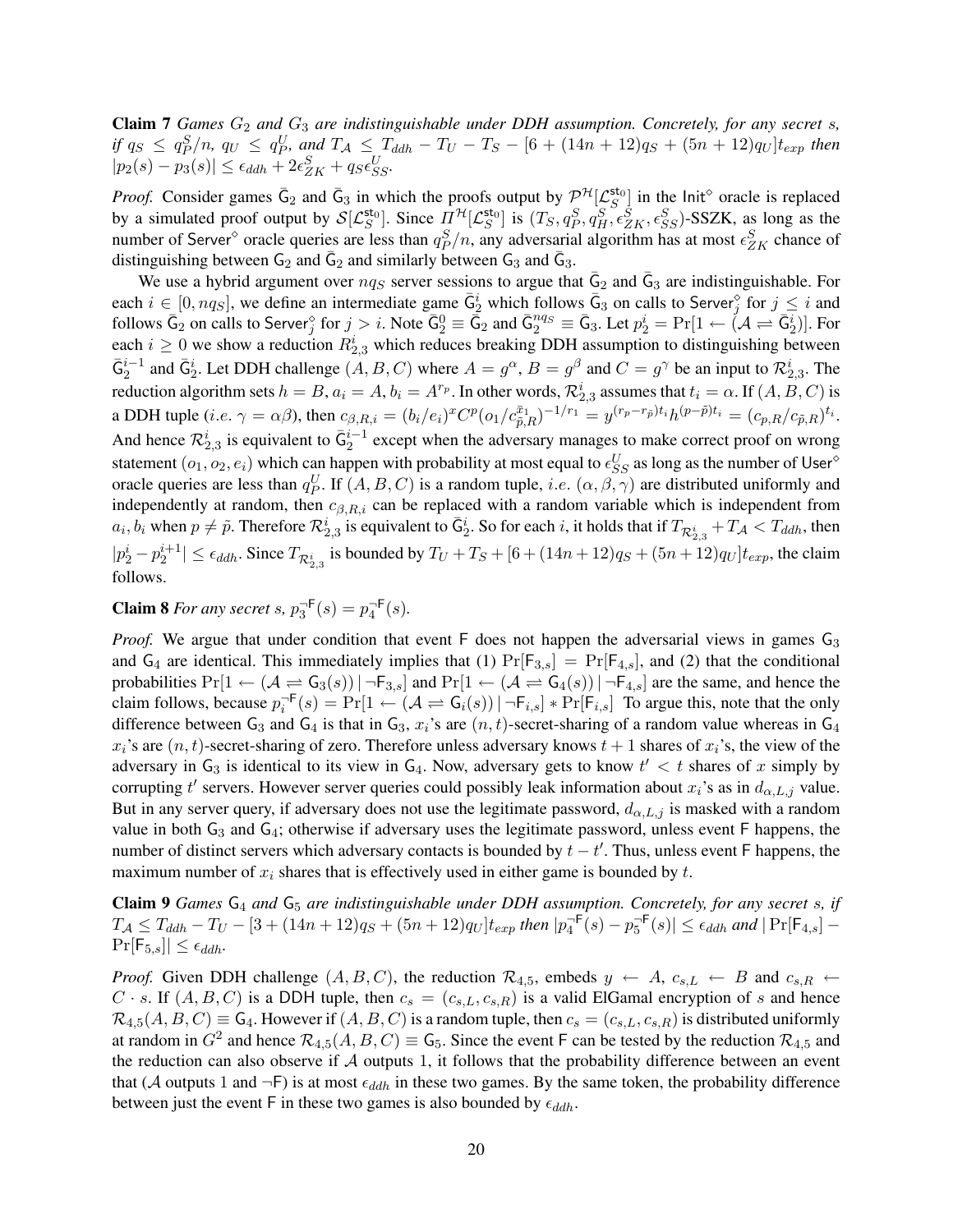**Claim 7** *Games $G_2$ and $G_3$ are indistinguishable under DDH assumption. Concretely, for any secret $s$, if $q_S \leq q_P^S/n$, $q_U \leq q_P^U$, and $T_\mathcal{A} \leq T_{ddh} - T_U - T_S - [6 + (14n+12)q_S + (5n+12)q_U]t_{exp}$ then $|p_2(s) - p_3(s)| \leq \epsilon_{ddh} + 2\epsilon_{ZK}^S + q_S\epsilon_{SS}^U$.*

*Proof.* Consider games $\bar{\mathsf{G}}_2$ and $\bar{\mathsf{G}}_3$ in which the proofs output by $\mathcal{P}^\mathcal{H}[\mathcal{L}_S^{\mathsf{st}_0}]$ in the $\mathsf{Init}^\diamond$ oracle is replaced by a simulated proof output by $\mathcal{S}[\mathcal{L}_S^{\mathsf{st}_0}]$. Since $\Pi^\mathcal{H}[\mathcal{L}_S^{\mathsf{st}_0}]$ is $(T_S, q_P^S, q_H^S, \epsilon_{ZK}^S, \epsilon_{SS}^S)$-SSZK, as long as the number of $\mathsf{Server}^\diamond$ oracle queries are less than $q_P^S/n$, any adversarial algorithm has at most $\epsilon_{ZK}^S$ chance of distinguishing between $\mathsf{G}_2$ and $\bar{\mathsf{G}}_2$ and similarly between $\mathsf{G}_3$ and $\bar{\mathsf{G}}_3$.

We use a hybrid argument over $nq_S$ server sessions to argue that $\bar{\mathsf{G}}_2$ and $\bar{\mathsf{G}}_3$ are indistinguishable. For each $i \in [0, nq_S]$, we define an intermediate game $\bar{\mathsf{G}}_2^i$ which follows $\bar{\mathsf{G}}_3$ on calls to $\mathsf{Server}_j^\diamond$ for $j \leq i$ and follows $\bar{\mathsf{G}}_2$ on calls to $\mathsf{Server}_j^\diamond$ for $j > i$. Note $\bar{\mathsf{G}}_2^0 \equiv \bar{\mathsf{G}}_2$ and $\bar{\mathsf{G}}_2^{nq_S} \equiv \bar{\mathsf{G}}_3$. Let $p_2^i = \Pr[1 \leftarrow (\mathcal{A} \rightleftharpoons \bar{\mathsf{G}}_2^i)]$. For each $i \geq 0$ we show a reduction $R_{2,3}^i$ which reduces breaking DDH assumption to distinguishing between $\bar{\mathsf{G}}_2^{i-1}$ and $\bar{\mathsf{G}}_2^i$. Let DDH challenge $(A, B, C)$ where $A = g^\alpha$, $B = g^\beta$ and $C = g^\gamma$ be an input to $\mathcal{R}_{2,3}^i$. The reduction algorithm sets $h = B$, $a_i = A$, $b_i = A^{r_p}$. In other words, $\mathcal{R}_{2,3}^i$ assumes that $t_i = \alpha$. If $(A, B, C)$ is a DDH tuple (*i.e.* $\gamma = \alpha\beta$), then $c_{\beta,R,i} = (b_i/e_i)^x C^p (o_1/c_{\tilde{p},R}^{\tilde{x}_1})^{-1/r_1} = y^{(r_p - r_{\tilde{p}})t_i} h^{(p-\tilde{p})t_i} = (c_{p,R}/c_{\tilde{p},R})^{t_i}$. And hence $\mathcal{R}_{2,3}^i$ is equivalent to $\bar{\mathsf{G}}_2^{i-1}$ except when the adversary manages to make correct proof on wrong statement $(o_1, o_2, e_i)$ which can happen with probability at most equal to $\epsilon_{SS}^U$ as long as the number of $\mathsf{User}^\diamond$ oracle queries are less than $q_P^U$. If $(A, B, C)$ is a random tuple, *i.e.* $(\alpha, \beta, \gamma)$ are distributed uniformly and independently at random, then $c_{\beta,R,i}$ can be replaced with a random variable which is independent from $a_i, b_i$ when $p \neq \tilde{p}$. Therefore $\mathcal{R}_{2,3}^i$ is equivalent to $\bar{\mathsf{G}}_2^i$. So for each $i$, it holds that if $T_{\mathcal{R}_{2,3}^i} + T_\mathcal{A} < T_{ddh}$, then $|p_2^i - p_2^{i+1}| \leq \epsilon_{ddh}$. Since $T_{\mathcal{R}_{2,3}^i}$ is bounded by $T_U + T_S + [6 + (14n+12)q_S + (5n+12)q_U]t_{exp}$, the claim follows.

**Claim 8** *For any secret $s$, $p_3^{\neg\mathsf{F}}(s) = p_4^{\neg\mathsf{F}}(s)$.*

*Proof.* We argue that under condition that event $\mathsf{F}$ does not happen the adversarial views in games $\mathsf{G}_3$ and $\mathsf{G}_4$ are identical. This immediately implies that (1) $\Pr[\mathsf{F}_{3,s}] = \Pr[\mathsf{F}_{4,s}]$, and (2) that the conditional probabilities $\Pr[1 \leftarrow (\mathcal{A} \rightleftharpoons \mathsf{G}_3(s)) \mid \neg\mathsf{F}_{3,s}]$ and $\Pr[1 \leftarrow (\mathcal{A} \rightleftharpoons \mathsf{G}_4(s)) \mid \neg\mathsf{F}_{4,s}]$ are the same, and hence the claim follows, because $p_i^{\neg\mathsf{F}}(s) = \Pr[1 \leftarrow (\mathcal{A} \rightleftharpoons \mathsf{G}_i(s)) \mid \neg\mathsf{F}_{i,s}] * \Pr[\mathsf{F}_{i,s}]$ To argue this, note that the only difference between $\mathsf{G}_3$ and $\mathsf{G}_4$ is that in $\mathsf{G}_3$, $x_i$'s are $(n,t)$-secret-sharing of a random value whereas in $\mathsf{G}_4$ $x_i$'s are $(n,t)$-secret-sharing of zero. Therefore unless adversary knows $t+1$ shares of $x_i$'s, the view of the adversary in $\mathsf{G}_3$ is identical to its view in $\mathsf{G}_4$. Now, adversary gets to know $t' < t$ shares of $x$ simply by corrupting $t'$ servers. However server queries could possibly leak information about $x_i$'s as in $d_{\alpha,L,j}$ value. But in any server query, if adversary does not use the legitimate password, $d_{\alpha,L,j}$ is masked with a random value in both $\mathsf{G}_3$ and $\mathsf{G}_4$; otherwise if adversary uses the legitimate password, unless event $\mathsf{F}$ happens, the number of distinct servers which adversary contacts is bounded by $t - t'$. Thus, unless event $\mathsf{F}$ happens, the maximum number of $x_i$ shares that is effectively used in either game is bounded by $t$.

**Claim 9** *Games $\mathsf{G}_4$ and $\mathsf{G}_5$ are indistinguishable under DDH assumption. Concretely, for any secret $s$, if $T_\mathcal{A} \leq T_{ddh} - T_U - [3 + (14n+12)q_S + (5n+12)q_U]t_{exp}$ then $|p_4^{\neg\mathsf{F}}(s) - p_5^{\neg\mathsf{F}}(s)| \leq \epsilon_{ddh}$ and $|\Pr[\mathsf{F}_{4,s}] - \Pr[\mathsf{F}_{5,s}]| \leq \epsilon_{ddh}$.*

*Proof.* Given DDH challenge $(A, B, C)$, the reduction $\mathcal{R}_{4,5}$, embeds $y \leftarrow A$, $c_{s,L} \leftarrow B$ and $c_{s,R} \leftarrow C \cdot s$. If $(A, B, C)$ is a $\mathsf{DDH}$ tuple, then $c_s = (c_{s,L}, c_{s,R})$ is a valid ElGamal encryption of $s$ and hence $\mathcal{R}_{4,5}(A, B, C) \equiv \mathsf{G}_4$. However if $(A, B, C)$ is a random tuple, then $c_s = (c_{s,L}, c_{s,R})$ is distributed uniformly at random in $G^2$ and hence $\mathcal{R}_{4,5}(A, B, C) \equiv \mathsf{G}_5$. Since the event $\mathsf{F}$ can be tested by the reduction $\mathcal{R}_{4,5}$ and the reduction can also observe if $\mathcal{A}$ outputs 1, it follows that the probability difference between an event that ($\mathcal{A}$ outputs 1 and $\neg\mathsf{F}$) is at most $\epsilon_{ddh}$ in these two games. By the same token, the probability difference between just the event $\mathsf{F}$ in these two games is also bounded by $\epsilon_{ddh}$.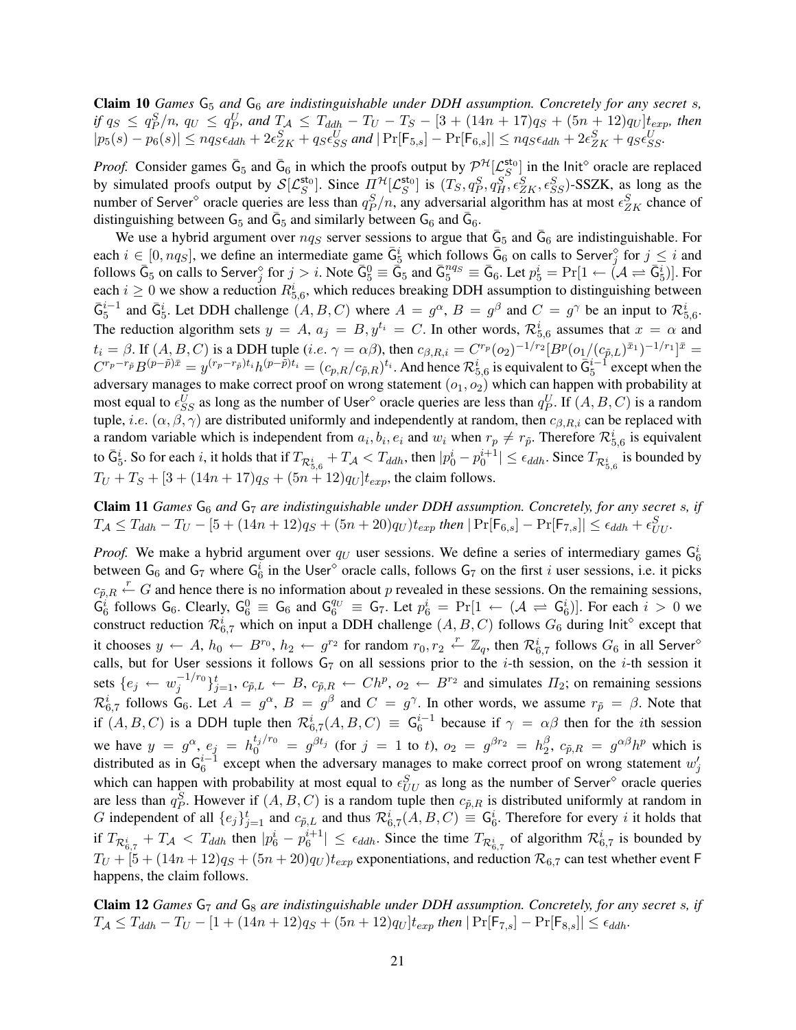**Claim 10** *Games* $\mathsf{G}_5$ *and* $\mathsf{G}_6$ *are indistinguishable under DDH assumption. Concretely for any secret* $s$*, if* $q_S \leq q_P^S/n$*,* $q_U \leq q_P^U$*, and* $T_\mathcal{A} \leq T_{ddh} - T_U - T_S - [3 + (14n + 17)q_S + (5n + 12)q_U]t_{exp}$*, then* $|p_5(s) - p_6(s)| \leq nq_S\epsilon_{ddh} + 2\epsilon_{ZK}^S + q_S\epsilon_{SS}^U$ *and* $|\Pr[\mathsf{F}_{5,s}] - \Pr[\mathsf{F}_{6,s}]| \leq nq_S\epsilon_{ddh} + 2\epsilon_{ZK}^S + q_S\epsilon_{SS}^U$.

*Proof.* Consider games $\bar{\mathsf{G}}_5$ and $\bar{\mathsf{G}}_6$ in which the proofs output by $\mathcal{P}^\mathcal{H}[\mathcal{L}_S^{\mathsf{st}_0}]$ in the $\mathsf{Init}^\diamond$ oracle are replaced by simulated proofs output by $\mathcal{S}[\mathcal{L}_S^{\mathsf{st}_0}]$. Since $\Pi^\mathcal{H}[\mathcal{L}_S^{\mathsf{st}_0}]$ is $(T_S, q_P^S, q_H^S, \epsilon_{ZK}^S, \epsilon_{SS}^S)$-SSZK, as long as the number of $\mathsf{Server}^\diamond$ oracle queries are less than $q_P^S/n$, any adversarial algorithm has at most $\epsilon_{ZK}^S$ chance of distinguishing between $\mathsf{G}_5$ and $\bar{\mathsf{G}}_5$ and similarly between $\mathsf{G}_6$ and $\bar{\mathsf{G}}_6$.

We use a hybrid argument over $nq_S$ server sessions to argue that $\bar{\mathsf{G}}_5$ and $\bar{\mathsf{G}}_6$ are indistinguishable. For each $i \in [0, nq_S]$, we define an intermediate game $\bar{\mathsf{G}}_5^i$ which follows $\bar{\mathsf{G}}_6$ on calls to $\mathsf{Server}_j^\diamond$ for $j \leq i$ and follows $\bar{\mathsf{G}}_5$ on calls to $\mathsf{Server}_j^\diamond$ for $j > i$. Note $\bar{\mathsf{G}}_5^0 \equiv \bar{\mathsf{G}}_5$ and $\bar{\mathsf{G}}_5^{nq_S} \equiv \bar{\mathsf{G}}_6$. Let $p_5^i = \Pr[1 \leftarrow (\mathcal{A} \rightleftharpoons \bar{\mathsf{G}}_5^i)]$. For each $i \geq 0$ we show a reduction $R_{5,6}^i$, which reduces breaking DDH assumption to distinguishing between $\bar{\mathsf{G}}_5^{i-1}$ and $\bar{\mathsf{G}}_5^i$. Let DDH challenge $(A, B, C)$ where $A = g^\alpha$, $B = g^\beta$ and $C = g^\gamma$ be an input to $\mathcal{R}_{5,6}^i$. The reduction algorithm sets $y = A$, $a_j = B, y^{t_i} = C$. In other words, $\mathcal{R}_{5,6}^i$ assumes that $x = \alpha$ and $t_i = \beta$. If $(A, B, C)$ is a DDH tuple (*i.e.* $\gamma = \alpha\beta$), then $c_{\beta,R,i} = C^{r_p}(o_2)^{-1/r_2}[B^p(o_1/(c_{\tilde{p},L})^{\bar{x}_1})^{-1/r_1}]^{\bar{x}} = C^{r_p - r_{\tilde{p}}}B^{(p-\tilde{p})\bar{x}} = y^{(r_p - r_{\tilde{p}})t_i}h^{(p-\tilde{p})t_i} = (c_{p,R}/c_{\tilde{p},R})^{t_i}$. And hence $\mathcal{R}_{5,6}^i$ is equivalent to $\bar{\mathsf{G}}_5^{i-1}$ except when the adversary manages to make correct proof on wrong statement $(o_1, o_2)$ which can happen with probability at most equal to $\epsilon_{SS}^U$ as long as the number of $\mathsf{User}^\diamond$ oracle queries are less than $q_P^U$. If $(A, B, C)$ is a random tuple, *i.e.* $(\alpha, \beta, \gamma)$ are distributed uniformly and independently at random, then $c_{\beta,R,i}$ can be replaced with a random variable which is independent from $a_i, b_i, e_i$ and $w_i$ when $r_p \neq r_{\tilde{p}}$. Therefore $\mathcal{R}_{5,6}^i$ is equivalent to $\bar{\mathsf{G}}_5^i$. So for each $i$, it holds that if $T_{\mathcal{R}_{5,6}^i} + T_\mathcal{A} < T_{ddh}$, then $|p_0^i - p_0^{i+1}| \leq \epsilon_{ddh}$. Since $T_{\mathcal{R}_{5,6}^i}$ is bounded by $T_U + T_S + [3 + (14n + 17)q_S + (5n + 12)q_U]t_{exp}$, the claim follows.

**Claim 11** *Games* $\mathsf{G}_6$ *and* $\mathsf{G}_7$ *are indistinguishable under DDH assumption. Concretely, for any secret* $s$*, if* $T_\mathcal{A} \leq T_{ddh} - T_U - [5 + (14n + 12)q_S + (5n + 20)q_U)t_{exp}$ *then* $|\Pr[\mathsf{F}_{6,s}] - \Pr[\mathsf{F}_{7,s}]| \leq \epsilon_{ddh} + \epsilon_{UU}^S$.

*Proof.* We make a hybrid argument over $q_U$ user sessions. We define a series of intermediary games $\mathsf{G}_6^i$ between $\mathsf{G}_6$ and $\mathsf{G}_7$ where $\mathsf{G}_6^i$ in the $\mathsf{User}^\diamond$ oracle calls, follows $\mathsf{G}_7$ on the first $i$ user sessions, i.e. it picks $c_{\tilde{p},R} \overset{r}{\leftarrow} G$ and hence there is no information about $p$ revealed in these sessions. On the remaining sessions, $\mathsf{G}_6^i$ follows $\mathsf{G}_6$. Clearly, $\mathsf{G}_6^0 \equiv \mathsf{G}_6$ and $\mathsf{G}_6^{q_U} \equiv \mathsf{G}_7$. Let $p_6^i = \Pr[1 \leftarrow (\mathcal{A} \rightleftharpoons \mathsf{G}_6^i)]$. For each $i > 0$ we construct reduction $\mathcal{R}_{6,7}^i$ which on input a DDH challenge $(A, B, C)$ follows $G_6$ during $\mathsf{Init}^\diamond$ except that it chooses $y \leftarrow A$, $h_0 \leftarrow B^{r_0}$, $h_2 \leftarrow g^{r_2}$ for random $r_0, r_2 \overset{r}{\leftarrow} \mathbb{Z}_q$, then $\mathcal{R}_{6,7}^i$ follows $G_6$ in all $\mathsf{Server}^\diamond$ calls, but for $\mathsf{User}$ sessions it follows $\mathsf{G}_7$ on all sessions prior to the $i$-th session, on the $i$-th session it sets $\{e_j \leftarrow w_j^{-1/r_0}\}_{j=1}^t$, $c_{\tilde{p},L} \leftarrow B$, $c_{\tilde{p},R} \leftarrow Ch^p$, $o_2 \leftarrow B^{r_2}$ and simulates $\Pi_2$; on remaining sessions $\mathcal{R}_{6,7}^i$ follows $\mathsf{G}_6$. Let $A = g^\alpha$, $B = g^\beta$ and $C = g^\gamma$. In other words, we assume $r_{\tilde{p}} = \beta$. Note that if $(A, B, C)$ is a DDH tuple then $\mathcal{R}_{6,7}^i(A, B, C) \equiv \mathsf{G}_6^{i-1}$ because if $\gamma = \alpha\beta$ then for the $i$th session we have $y = g^\alpha$, $e_j = h_0^{t_j/r_0} = g^{\beta t_j}$ (for $j = 1$ to $t$), $o_2 = g^{\beta r_2} = h_2^\beta$, $c_{\tilde{p},R} = g^{\alpha\beta}h^p$ which is distributed as in $\mathsf{G}_6^{i-1}$ except when the adversary manages to make correct proof on wrong statement $w_j'$ which can happen with probability at most equal to $\epsilon_{UU}^S$ as long as the number of $\mathsf{Server}^\diamond$ oracle queries are less than $q_P^S$. However if $(A, B, C)$ is a random tuple then $c_{\tilde{p},R}$ is distributed uniformly at random in $G$ independent of all $\{e_j\}_{j=1}^t$ and $c_{\tilde{p},L}$ and thus $\mathcal{R}_{6,7}^i(A, B, C) \equiv \mathsf{G}_6^i$. Therefore for every $i$ it holds that if $T_{\mathcal{R}_{6,7}^i} + T_\mathcal{A} < T_{ddh}$ then $|p_6^i - p_6^{i+1}| \leq \epsilon_{ddh}$. Since the time $T_{\mathcal{R}_{6,7}^i}$ of algorithm $\mathcal{R}_{6,7}^i$ is bounded by $T_U + [5 + (14n + 12)q_S + (5n + 20)q_U)t_{exp}$ exponentiations, and reduction $\mathcal{R}_{6,7}$ can test whether event $\mathsf{F}$ happens, the claim follows.

**Claim 12** *Games* $\mathsf{G}_7$ *and* $\mathsf{G}_8$ *are indistinguishable under DDH assumption. Concretely, for any secret* $s$*, if* $T_\mathcal{A} \leq T_{ddh} - T_U - [1 + (14n + 12)q_S + (5n + 12)q_U]t_{exp}$ *then* $|\Pr[\mathsf{F}_{7,s}] - \Pr[\mathsf{F}_{8,s}]| \leq \epsilon_{ddh}$.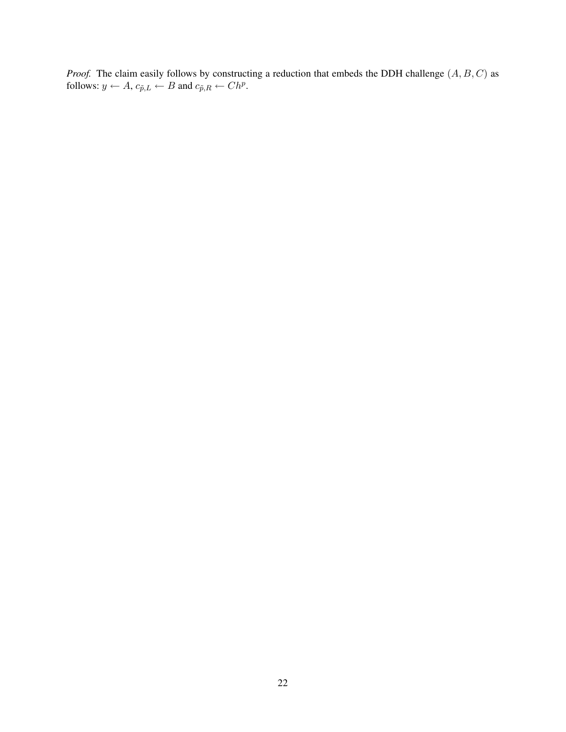*Proof.* The claim easily follows by constructing a reduction that embeds the DDH challenge $(A, B, C)$ as follows: $y \leftarrow A$, $c_{\tilde{p},L} \leftarrow B$ and $c_{\tilde{p},R} \leftarrow Ch^p$.